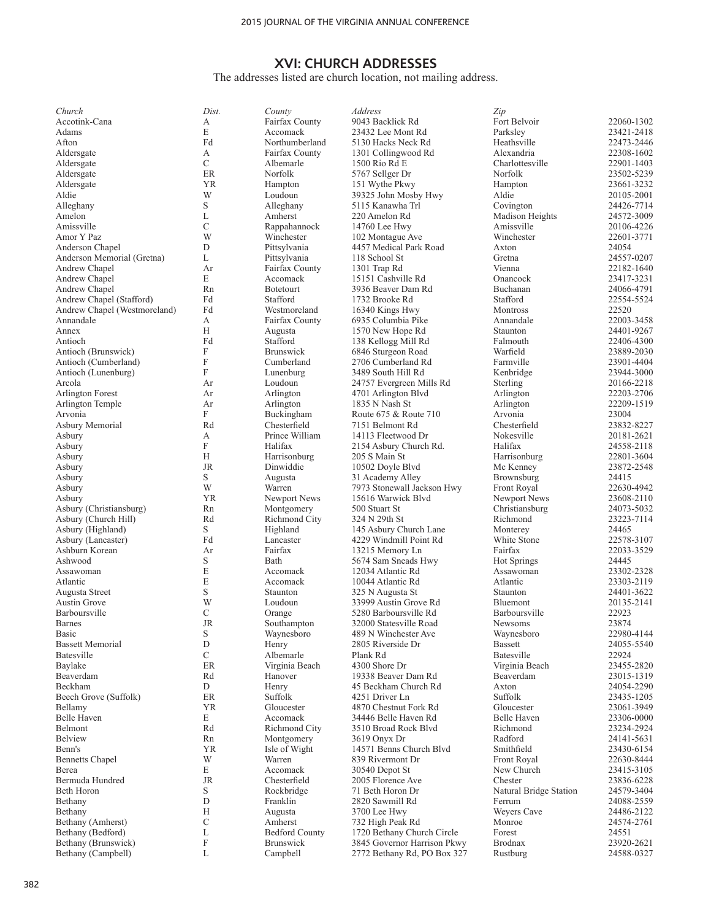## XVI: CHURCH ADDRESSES

The addresses listed are church location, not mailing address.

| *Church* | *Dist.* | *County* | *Address* | *Zip* | |
|---|---|---|---|---|---|
| Accotink-Cana | A | Fairfax County | 9043 Backlick Rd | Fort Belvoir | 22060-1302 |
| Adams | E | Accomack | 23432 Lee Mont Rd | Parksley | 23421-2418 |
| Afton | Fd | Northumberland | 5130 Hacks Neck Rd | Heathsville | 22473-2446 |
| Aldersgate | A | Fairfax County | 1301 Collingwood Rd | Alexandria | 22308-1602 |
| Aldersgate | C | Albemarle | 1500 Rio Rd E | Charlottesville | 22901-1403 |
| Aldersgate | ER | Norfolk | 5767 Sellger Dr | Norfolk | 23502-5239 |
| Aldersgate | YR | Hampton | 151 Wythe Pkwy | Hampton | 23661-3232 |
| Aldie | W | Loudoun | 39325 John Mosby Hwy | Aldie | 20105-2001 |
| Alleghany | S | Alleghany | 5115 Kanawha Trl | Covington | 24426-7714 |
| Amelon | L | Amherst | 220 Amelon Rd | Madison Heights | 24572-3009 |
| Amissville | C | Rappahannock | 14760 Lee Hwy | Amissville | 20106-4226 |
| Amor Y Paz | W | Winchester | 102 Montague Ave | Winchester | 22601-3771 |
| Anderson Chapel | D | Pittsylvania | 4457 Medical Park Road | Axton | 24054 |
| Anderson Memorial (Gretna) | L | Pittsylvania | 118 School St | Gretna | 24557-0207 |
| Andrew Chapel | Ar | Fairfax County | 1301 Trap Rd | Vienna | 22182-1640 |
| Andrew Chapel | E | Accomack | 15151 Cashville Rd | Onancock | 23417-3231 |
| Andrew Chapel | Rn | Botetourt | 3936 Beaver Dam Rd | Buchanan | 24066-4791 |
| Andrew Chapel (Stafford) | Fd | Stafford | 1732 Brooke Rd | Stafford | 22554-5524 |
| Andrew Chapel (Westmoreland) | Fd | Westmoreland | 16340 Kings Hwy | Montross | 22520 |
| Annandale | A | Fairfax County | 6935 Columbia Pike | Annandale | 22003-3458 |
| Annex | H | Augusta | 1570 New Hope Rd | Staunton | 24401-9267 |
| Antioch | Fd | Stafford | 138 Kellogg Mill Rd | Falmouth | 22406-4300 |
| Antioch (Brunswick) | F | Brunswick | 6846 Sturgeon Road | Warfield | 23889-2030 |
| Antioch (Cumberland) | F | Cumberland | 2706 Cumberland Rd | Farmville | 23901-4404 |
| Antioch (Lunenburg) | F | Lunenburg | 3489 South Hill Rd | Kenbridge | 23944-3000 |
| Arcola | Ar | Loudoun | 24757 Evergreen Mills Rd | Sterling | 20166-2218 |
| Arlington Forest | Ar | Arlington | 4701 Arlington Blvd | Arlington | 22203-2706 |
| Arlington Temple | Ar | Arlington | 1835 N Nash St | Arlington | 22209-1519 |
| Arvonia | F | Buckingham | Route 675 & Route 710 | Arvonia | 23004 |
| Asbury Memorial | Rd | Chesterfield | 7151 Belmont Rd | Chesterfield | 23832-8227 |
| Asbury | A | Prince William | 14113 Fleetwood Dr | Nokesville | 20181-2621 |
| Asbury | F | Halifax | 2154 Asbury Church Rd. | Halifax | 24558-2118 |
| Asbury | H | Harrisonburg | 205 S Main St | Harrisonburg | 22801-3604 |
| Asbury | JR | Dinwiddie | 10502 Doyle Blvd | Mc Kenney | 23872-2548 |
| Asbury | S | Augusta | 31 Academy Alley | Brownsburg | 24415 |
| Asbury | W | Warren | 7973 Stonewall Jackson Hwy | Front Royal | 22630-4942 |
| Asbury | YR | Newport News | 15616 Warwick Blvd | Newport News | 23608-2110 |
| Asbury (Christiansburg) | Rn | Montgomery | 500 Stuart St | Christiansburg | 24073-5032 |
| Asbury (Church Hill) | Rd | Richmond City | 324 N 29th St | Richmond | 23223-7114 |
| Asbury (Highland) | S | Highland | 145 Asbury Church Lane | Monterey | 24465 |
| Asbury (Lancaster) | Fd | Lancaster | 4229 Windmill Point Rd | White Stone | 22578-3107 |
| Ashburn Korean | Ar | Fairfax | 13215 Memory Ln | Fairfax | 22033-3529 |
| Ashwood | S | Bath | 5674 Sam Sneads Hwy | Hot Springs | 24445 |
| Assawoman | E | Accomack | 12034 Atlantic Rd | Assawoman | 23302-2328 |
| Atlantic | E | Accomack | 10044 Atlantic Rd | Atlantic | 23303-2119 |
| Augusta Street | S | Staunton | 325 N Augusta St | Staunton | 24401-3622 |
| Austin Grove | W | Loudoun | 33999 Austin Grove Rd | Bluemont | 20135-2141 |
| Barboursville | C | Orange | 5280 Barboursville Rd | Barboursville | 22923 |
| Barnes | JR | Southampton | 32000 Statesville Road | Newsoms | 23874 |
| Basic | S | Waynesboro | 489 N Winchester Ave | Waynesboro | 22980-4144 |
| Bassett Memorial | D | Henry | 2805 Riverside Dr | Bassett | 24055-5540 |
| Batesville | C | Albemarle | Plank Rd | Batesville | 22924 |
| Baylake | ER | Virginia Beach | 4300 Shore Dr | Virginia Beach | 23455-2820 |
| Beaverdam | Rd | Hanover | 19338 Beaver Dam Rd | Beaverdam | 23015-1319 |
| Beckham | D | Henry | 45 Beckham Church Rd | Axton | 24054-2290 |
| Beech Grove (Suffolk) | ER | Suffolk | 4251 Driver Ln | Suffolk | 23435-1205 |
| Bellamy | YR | Gloucester | 4870 Chestnut Fork Rd | Gloucester | 23061-3949 |
| Belle Haven | E | Accomack | 34446 Belle Haven Rd | Belle Haven | 23306-0000 |
| Belmont | Rd | Richmond City | 3510 Broad Rock Blvd | Richmond | 23234-2924 |
| Belview | Rn | Montgomery | 3619 Onyx Dr | Radford | 24141-5631 |
| Benn's | YR | Isle of Wight | 14571 Benns Church Blvd | Smithfield | 23430-6154 |
| Bennetts Chapel | W | Warren | 839 Rivermont Dr | Front Royal | 22630-8444 |
| Berea | E | Accomack | 30540 Depot St | New Church | 23415-3105 |
| Bermuda Hundred | JR | Chesterfield | 2005 Florence Ave | Chester | 23836-6228 |
| Beth Horon | S | Rockbridge | 71 Beth Horon Dr | Natural Bridge Station | 24579-3404 |
| Bethany | D | Franklin | 2820 Sawmill Rd | Ferrum | 24088-2559 |
| Bethany | H | Augusta | 3700 Lee Hwy | Weyers Cave | 24486-2122 |
| Bethany (Amherst) | C | Amherst | 732 High Peak Rd | Monroe | 24574-2761 |
| Bethany (Bedford) | L | Bedford County | 1720 Bethany Church Circle | Forest | 24551 |
| Bethany (Brunswick) | F | Brunswick | 3845 Governor Harrison Pkwy | Brodnax | 23920-2621 |
| Bethany (Campbell) | L | Campbell | 2772 Bethany Rd, PO Box 327 | Rustburg | 24588-0327 |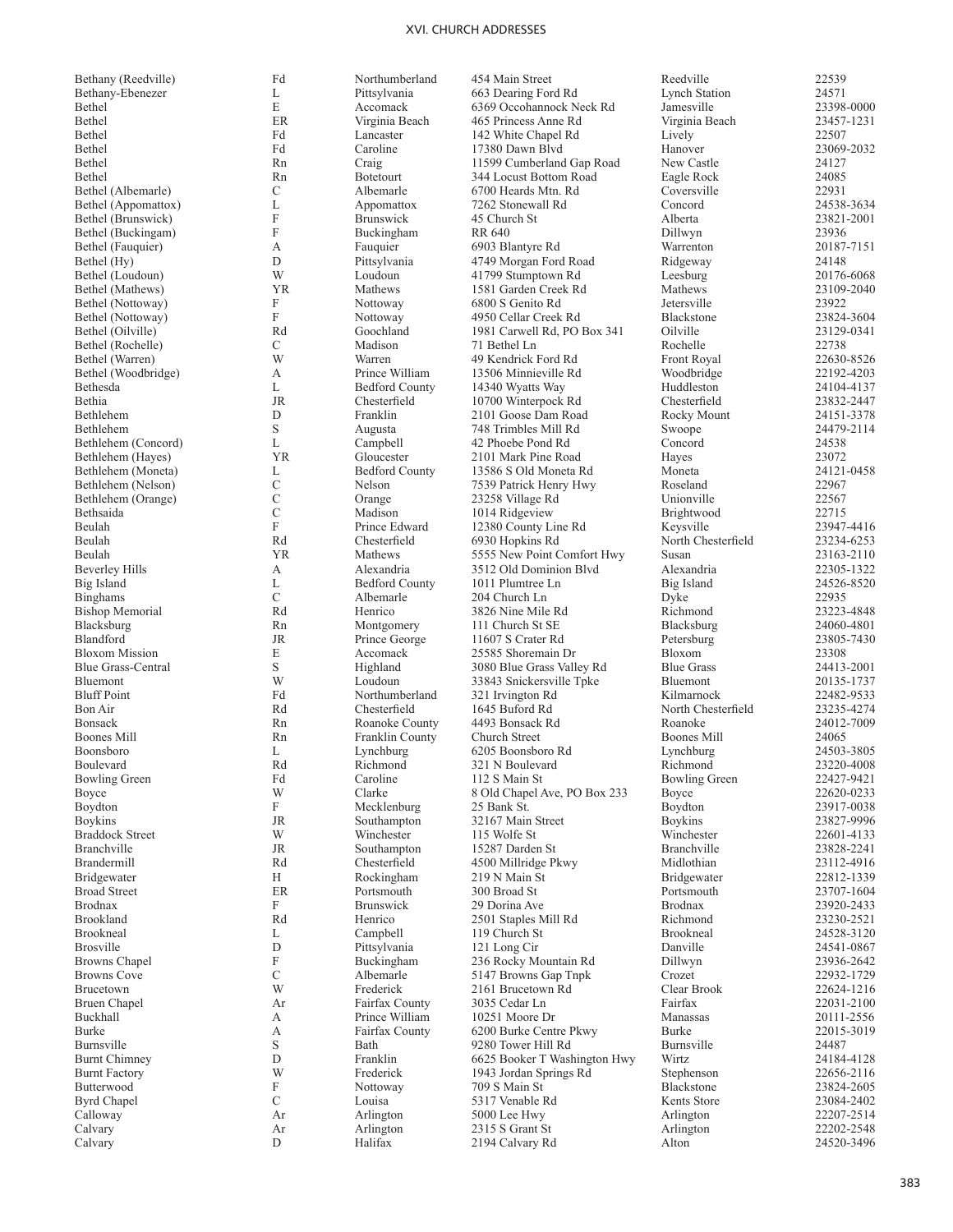| | | | | | |
|---|---|---|---|---|---|
| Bethany (Reedville) | Fd | Northumberland | 454 Main Street | Reedville | 22539 |
| Bethany-Ebenezer | L | Pittsylvania | 663 Dearing Ford Rd | Lynch Station | 24571 |
| Bethel | E | Accomack | 6369 Occohannock Neck Rd | Jamesville | 23398-0000 |
| Bethel | ER | Virginia Beach | 465 Princess Anne Rd | Virginia Beach | 23457-1231 |
| Bethel | Fd | Lancaster | 142 White Chapel Rd | Lively | 22507 |
| Bethel | Fd | Caroline | 17380 Dawn Blvd | Hanover | 23069-2032 |
| Bethel | Rn | Craig | 11599 Cumberland Gap Road | New Castle | 24127 |
| Bethel | Rn | Botetourt | 344 Locust Bottom Road | Eagle Rock | 24085 |
| Bethel (Albemarle) | C | Albemarle | 6700 Heards Mtn. Rd | Coversville | 22931 |
| Bethel (Appomattox) | L | Appomattox | 7262 Stonewall Rd | Concord | 24538-3634 |
| Bethel (Brunswick) | F | Brunswick | 45 Church St | Alberta | 23821-2001 |
| Bethel (Buckingam) | F | Buckingham | RR 640 | Dillwyn | 23936 |
| Bethel (Fauquier) | A | Fauquier | 6903 Blantyre Rd | Warrenton | 20187-7151 |
| Bethel (Hy) | D | Pittsylvania | 4749 Morgan Ford Road | Ridgeway | 24148 |
| Bethel (Loudoun) | W | Loudoun | 41799 Stumptown Rd | Leesburg | 20176-6068 |
| Bethel (Mathews) | YR | Mathews | 1581 Garden Creek Rd | Mathews | 23109-2040 |
| Bethel (Nottoway) | F | Nottoway | 6800 S Genito Rd | Jetersville | 23922 |
| Bethel (Nottoway) | F | Nottoway | 4950 Cellar Creek Rd | Blackstone | 23824-3604 |
| Bethel (Oilville) | Rd | Goochland | 1981 Carwell Rd, PO Box 341 | Oilville | 23129-0341 |
| Bethel (Rochelle) | C | Madison | 71 Bethel Ln | Rochelle | 22738 |
| Bethel (Warren) | W | Warren | 49 Kendrick Ford Rd | Front Royal | 22630-8526 |
| Bethel (Woodbridge) | A | Prince William | 13506 Minnieville Rd | Woodbridge | 22192-4203 |
| Bethesda | L | Bedford County | 14340 Wyatts Way | Huddleston | 24104-4137 |
| Bethia | JR | Chesterfield | 10700 Winterpock Rd | Chesterfield | 23832-2447 |
| Bethlehem | D | Franklin | 2101 Goose Dam Road | Rocky Mount | 24151-3378 |
| Bethlehem | S | Augusta | 748 Trimbles Mill Rd | Swoope | 24479-2114 |
| Bethlehem (Concord) | L | Campbell | 42 Phoebe Pond Rd | Concord | 24538 |
| Bethlehem (Hayes) | YR | Gloucester | 2101 Mark Pine Road | Hayes | 23072 |
| Bethlehem (Moneta) | L | Bedford County | 13586 S Old Moneta Rd | Moneta | 24121-0458 |
| Bethlehem (Nelson) | C | Nelson | 7539 Patrick Henry Hwy | Roseland | 22967 |
| Bethlehem (Orange) | C | Orange | 23258 Village Rd | Unionville | 22567 |
| Bethsaida | C | Madison | 1014 Ridgeview | Brightwood | 22715 |
| Beulah | F | Prince Edward | 12380 County Line Rd | Keysville | 23947-4416 |
| Beulah | Rd | Chesterfield | 6930 Hopkins Rd | North Chesterfield | 23234-6253 |
| Beulah | YR | Mathews | 5555 New Point Comfort Hwy | Susan | 23163-2110 |
| Beverley Hills | A | Alexandria | 3512 Old Dominion Blvd | Alexandria | 22305-1322 |
| Big Island | L | Bedford County | 1011 Plumtree Ln | Big Island | 24526-8520 |
| Binghams | C | Albemarle | 204 Church Ln | Dyke | 22935 |
| Bishop Memorial | Rd | Henrico | 3826 Nine Mile Rd | Richmond | 23223-4848 |
| Blacksburg | Rn | Montgomery | 111 Church St SE | Blacksburg | 24060-4801 |
| Blandford | JR | Prince George | 11607 S Crater Rd | Petersburg | 23805-7430 |
| Bloxom Mission | E | Accomack | 25585 Shoremain Dr | Bloxom | 23308 |
| Blue Grass-Central | S | Highland | 3080 Blue Grass Valley Rd | Blue Grass | 24413-2001 |
| Bluemont | W | Loudoun | 33843 Snickersville Tpke | Bluemont | 20135-1737 |
| Bluff Point | Fd | Northumberland | 321 Irvington Rd | Kilmarnock | 22482-9533 |
| Bon Air | Rd | Chesterfield | 1645 Buford Rd | North Chesterfield | 23235-4274 |
| Bonsack | Rn | Roanoke County | 4493 Bonsack Rd | Roanoke | 24012-7009 |
| Boones Mill | Rn | Franklin County | Church Street | Boones Mill | 24065 |
| Boonsboro | L | Lynchburg | 6205 Boonsboro Rd | Lynchburg | 24503-3805 |
| Boulevard | Rd | Richmond | 321 N Boulevard | Richmond | 23220-4008 |
| Bowling Green | Fd | Caroline | 112 S Main St | Bowling Green | 22427-9421 |
| Boyce | W | Clarke | 8 Old Chapel Ave, PO Box 233 | Boyce | 22620-0233 |
| Boydton | F | Mecklenburg | 25 Bank St. | Boydton | 23917-0038 |
| Boykins | JR | Southampton | 32167 Main Street | Boykins | 23827-9996 |
| Braddock Street | W | Winchester | 115 Wolfe St | Winchester | 22601-4133 |
| Branchville | JR | Southampton | 15287 Darden St | Branchville | 23828-2241 |
| Brandermill | Rd | Chesterfield | 4500 Millridge Pkwy | Midlothian | 23112-4916 |
| Bridgewater | H | Rockingham | 219 N Main St | Bridgewater | 22812-1339 |
| Broad Street | ER | Portsmouth | 300 Broad St | Portsmouth | 23707-1604 |
| Brodnax | F | Brunswick | 29 Dorina Ave | Brodnax | 23920-2433 |
| Brookland | Rd | Henrico | 2501 Staples Mill Rd | Richmond | 23230-2521 |
| Brookneal | L | Campbell | 119 Church St | Brookneal | 24528-3120 |
| Brosville | D | Pittsylvania | 121 Long Cir | Danville | 24541-0867 |
| Browns Chapel | F | Buckingham | 236 Rocky Mountain Rd | Dillwyn | 23936-2642 |
| Browns Cove | C | Albemarle | 5147 Browns Gap Tnpk | Crozet | 22932-1729 |
| Brucetown | W | Frederick | 2161 Brucetown Rd | Clear Brook | 22624-1216 |
| Bruen Chapel | Ar | Fairfax County | 3035 Cedar Ln | Fairfax | 22031-2100 |
| Buckhall | A | Prince William | 10251 Moore Dr | Manassas | 20111-2556 |
| Burke | A | Fairfax County | 6200 Burke Centre Pkwy | Burke | 22015-3019 |
| Burnsville | S | Bath | 9280 Tower Hill Rd | Burnsville | 24487 |
| Burnt Chimney | D | Franklin | 6625 Booker T Washington Hwy | Wirtz | 24184-4128 |
| Burnt Factory | W | Frederick | 1943 Jordan Springs Rd | Stephenson | 22656-2116 |
| Butterwood | F | Nottoway | 709 S Main St | Blackstone | 23824-2605 |
| Byrd Chapel | C | Louisa | 5317 Venable Rd | Kents Store | 23084-2402 |
| Calloway | Ar | Arlington | 5000 Lee Hwy | Arlington | 22207-2514 |
| Calvary | Ar | Arlington | 2315 S Grant St | Arlington | 22202-2548 |
| Calvary | D | Halifax | 2194 Calvary Rd | Alton | 24520-3496 |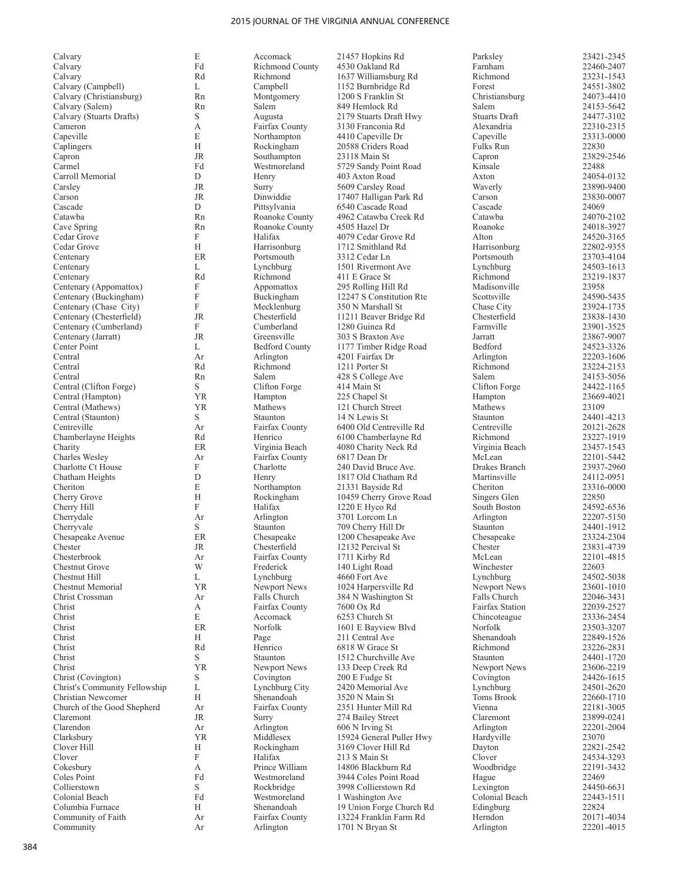| | | | | | |
|---|---|---|---|---|---|
| Calvary | E | Accomack | 21457 Hopkins Rd | Parksley | 23421-2345 |
| Calvary | Fd | Richmond County | 4530 Oakland Rd | Farnham | 22460-2407 |
| Calvary | Rd | Richmond | 1637 Williamsburg Rd | Richmond | 23231-1543 |
| Calvary (Campbell) | L | Campbell | 1152 Burnbridge Rd | Forest | 24551-3802 |
| Calvary (Christiansburg) | Rn | Montgomery | 1200 S Franklin St | Christiansburg | 24073-4410 |
| Calvary (Salem) | Rn | Salem | 849 Hemlock Rd | Salem | 24153-5642 |
| Calvary (Stuarts Drafts) | S | Augusta | 2179 Stuarts Draft Hwy | Stuarts Draft | 24477-3102 |
| Cameron | A | Fairfax County | 3130 Franconia Rd | Alexandria | 22310-2315 |
| Capeville | E | Northampton | 4410 Capeville Dr | Capeville | 23313-0000 |
| Caplingers | H | Rockingham | 20588 Criders Road | Fulks Run | 22830 |
| Capron | JR | Southampton | 23118 Main St | Capron | 23829-2546 |
| Carmel | Fd | Westmoreland | 5729 Sandy Point Road | Kinsale | 22488 |
| Carroll Memorial | D | Henry | 403 Axton Road | Axton | 24054-0132 |
| Carsley | JR | Surry | 5609 Carsley Road | Waverly | 23890-9400 |
| Carson | JR | Dinwiddie | 17407 Halligan Park Rd | Carson | 23830-0007 |
| Cascade | D | Pittsylvania | 6540 Cascade Road | Cascade | 24069 |
| Catawba | Rn | Roanoke County | 4962 Catawba Creek Rd | Catawba | 24070-2102 |
| Cave Spring | Rn | Roanoke County | 4505 Hazel Dr | Roanoke | 24018-3927 |
| Cedar Grove | F | Halifax | 4079 Cedar Grove Rd | Alton | 24520-3165 |
| Cedar Grove | H | Harrisonburg | 1712 Smithland Rd | Harrisonburg | 22802-9355 |
| Centenary | ER | Portsmouth | 3312 Cedar Ln | Portsmouth | 23703-4104 |
| Centenary | L | Lynchburg | 1501 Rivermont Ave | Lynchburg | 24503-1613 |
| Centenary | Rd | Richmond | 411 E Grace St | Richmond | 23219-1837 |
| Centenary (Appomattox) | F | Appomattox | 295 Rolling Hill Rd | Madisonville | 23958 |
| Centenary (Buckingham) | F | Buckingham | 12247 S Constitution Rte | Scottsville | 24590-5435 |
| Centenary (Chase City) | F | Mecklenburg | 350 N Marshall St | Chase City | 23924-1735 |
| Centenary (Chesterfield) | JR | Chesterfield | 11211 Beaver Bridge Rd | Chesterfield | 23838-1430 |
| Centenary (Cumberland) | F | Cumberland | 1280 Guinea Rd | Farmville | 23901-3525 |
| Centenary (Jarratt) | JR | Greensville | 303 S Braxton Ave | Jarratt | 23867-9007 |
| Center Point | L | Bedford County | 1177 Timber Ridge Road | Bedford | 24523-3326 |
| Central | Ar | Arlington | 4201 Fairfax Dr | Arlington | 22203-1606 |
| Central | Rd | Richmond | 1211 Porter St | Richmond | 23224-2153 |
| Central | Rn | Salem | 428 S College Ave | Salem | 24153-5056 |
| Central (Clifton Forge) | S | Clifton Forge | 414 Main St | Clifton Forge | 24422-1165 |
| Central (Hampton) | YR | Hampton | 225 Chapel St | Hampton | 23669-4021 |
| Central (Mathews) | YR | Mathews | 121 Church Street | Mathews | 23109 |
| Central (Staunton) | S | Staunton | 14 N Lewis St | Staunton | 24401-4213 |
| Centreville | Ar | Fairfax County | 6400 Old Centreville Rd | Centreville | 20121-2628 |
| Chamberlayne Heights | Rd | Henrico | 6100 Chamberlayne Rd | Richmond | 23227-1919 |
| Charity | ER | Virginia Beach | 4080 Charity Neck Rd | Virginia Beach | 23457-1543 |
| Charles Wesley | Ar | Fairfax County | 6817 Dean Dr | McLean | 22101-5442 |
| Charlotte Ct House | F | Charlotte | 240 David Bruce Ave. | Drakes Branch | 23937-2960 |
| Chatham Heights | D | Henry | 1817 Old Chatham Rd | Martinsville | 24112-0951 |
| Cheriton | E | Northampton | 21331 Bayside Rd | Cheriton | 23316-0000 |
| Cherry Grove | H | Rockingham | 10459 Cherry Grove Road | Singers Glen | 22850 |
| Cherry Hill | F | Halifax | 1220 E Hyco Rd | South Boston | 24592-6536 |
| Cherrydale | Ar | Arlington | 3701 Lorcom Ln | Arlington | 22207-5150 |
| Cherryvale | S | Staunton | 709 Cherry Hill Dr | Staunton | 24401-1912 |
| Chesapeake Avenue | ER | Chesapeake | 1200 Chesapeake Ave | Chesapeake | 23324-2304 |
| Chester | JR | Chesterfield | 12132 Percival St | Chester | 23831-4739 |
| Chesterbrook | Ar | Fairfax County | 1711 Kirby Rd | McLean | 22101-4815 |
| Chestnut Grove | W | Frederick | 140 Light Road | Winchester | 22603 |
| Chestnut Hill | L | Lynchburg | 4660 Fort Ave | Lynchburg | 24502-5038 |
| Chestnut Memorial | YR | Newport News | 1024 Harpersville Rd | Newport News | 23601-1010 |
| Christ Crossman | Ar | Falls Church | 384 N Washington St | Falls Church | 22046-3431 |
| Christ | A | Fairfax County | 7600 Ox Rd | Fairfax Station | 22039-2527 |
| Christ | E | Accomack | 6253 Church St | Chincoteague | 23336-2454 |
| Christ | ER | Norfolk | 1601 E Bayview Blvd | Norfolk | 23503-3207 |
| Christ | H | Page | 211 Central Ave | Shenandoah | 22849-1526 |
| Christ | Rd | Henrico | 6818 W Grace St | Richmond | 23226-2831 |
| Christ | S | Staunton | 1512 Churchville Ave | Staunton | 24401-1720 |
| Christ | YR | Newport News | 133 Deep Creek Rd | Newport News | 23606-2219 |
| Christ (Covington) | S | Covington | 200 E Fudge St | Covington | 24426-1615 |
| Christ's Community Fellowship | L | Lynchburg City | 2420 Memorial Ave | Lynchburg | 24501-2620 |
| Christian Newcomer | H | Shenandoah | 3520 N Main St | Toms Brook | 22660-1710 |
| Church of the Good Shepherd | Ar | Fairfax County | 2351 Hunter Mill Rd | Vienna | 22181-3005 |
| Claremont | JR | Surry | 274 Bailey Street | Claremont | 23899-0241 |
| Clarendon | Ar | Arlington | 606 N Irving St | Arlington | 22201-2004 |
| Clarksbury | YR | Middlesex | 15924 General Puller Hwy | Hardyville | 23070 |
| Clover Hill | H | Rockingham | 3169 Clover Hill Rd | Dayton | 22821-2542 |
| Clover | F | Halifax | 213 S Main St | Clover | 24534-3293 |
| Cokesbury | A | Prince William | 14806 Blackburn Rd | Woodbridge | 22191-3432 |
| Coles Point | Fd | Westmoreland | 3944 Coles Point Road | Hague | 22469 |
| Collierstown | S | Rockbridge | 3998 Collierstown Rd | Lexington | 24450-6631 |
| Colonial Beach | Fd | Westmoreland | 1 Washington Ave | Colonial Beach | 22443-1511 |
| Columbia Furnace | H | Shenandoah | 19 Union Forge Church Rd | Edingburg | 22824 |
| Community of Faith | Ar | Fairfax County | 13224 Franklin Farm Rd | Herndon | 20171-4034 |
| Community | Ar | Arlington | 1701 N Bryan St | Arlington | 22201-4015 |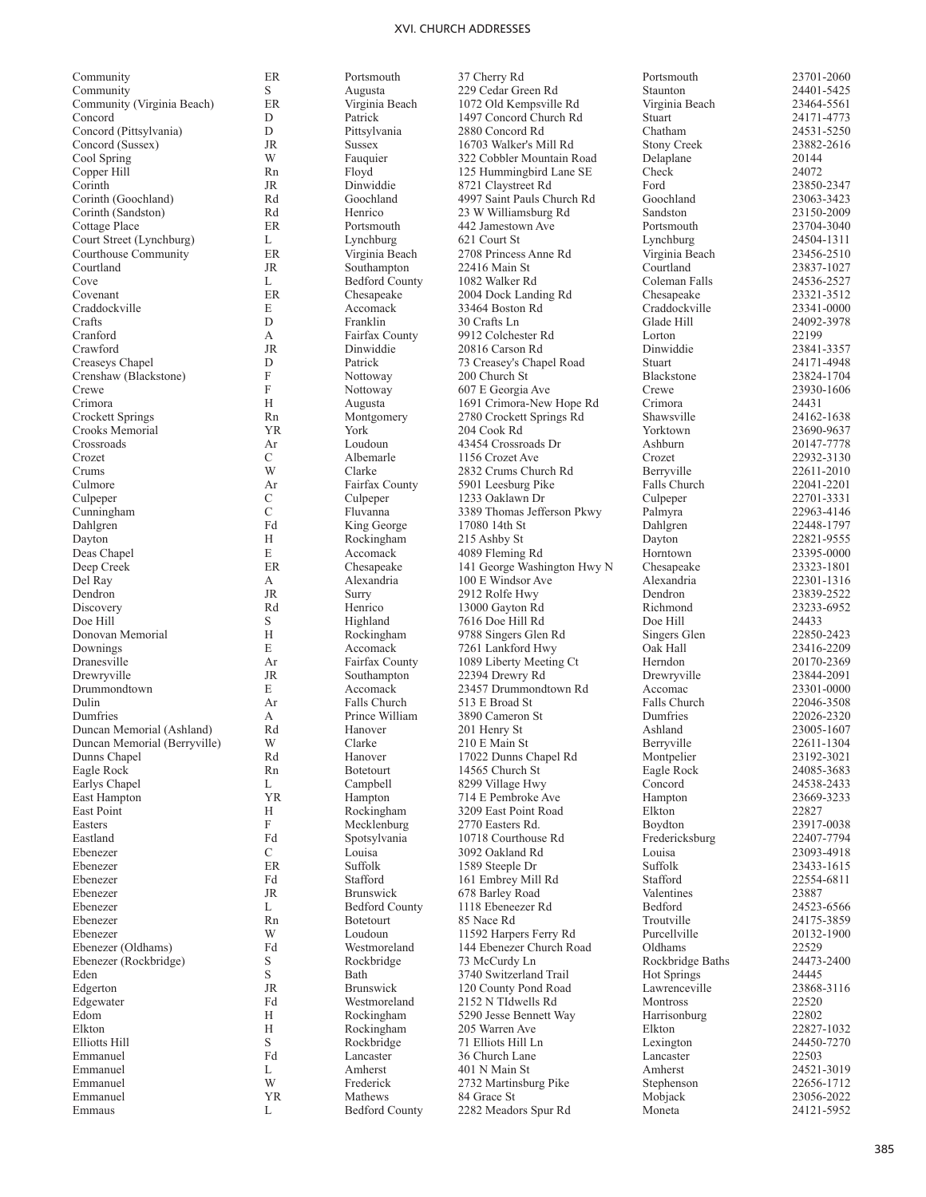| | | | | | |
|---|---|---|---|---|---|
| Community | ER | Portsmouth | 37 Cherry Rd | Portsmouth | 23701-2060 |
| Community | S | Augusta | 229 Cedar Green Rd | Staunton | 24401-5425 |
| Community (Virginia Beach) | ER | Virginia Beach | 1072 Old Kempsville Rd | Virginia Beach | 23464-5561 |
| Concord | D | Patrick | 1497 Concord Church Rd | Stuart | 24171-4773 |
| Concord (Pittsylvania) | D | Pittsylvania | 2880 Concord Rd | Chatham | 24531-5250 |
| Concord (Sussex) | JR | Sussex | 16703 Walker's Mill Rd | Stony Creek | 23882-2616 |
| Cool Spring | W | Fauquier | 322 Cobbler Mountain Road | Delaplane | 20144 |
| Copper Hill | Rn | Floyd | 125 Hummingbird Lane SE | Check | 24072 |
| Corinth | JR | Dinwiddie | 8721 Claystreet Rd | Ford | 23850-2347 |
| Corinth (Goochland) | Rd | Goochland | 4997 Saint Pauls Church Rd | Goochland | 23063-3423 |
| Corinth (Sandston) | Rd | Henrico | 23 W Williamsburg Rd | Sandston | 23150-2009 |
| Cottage Place | ER | Portsmouth | 442 Jamestown Ave | Portsmouth | 23704-3040 |
| Court Street (Lynchburg) | L | Lynchburg | 621 Court St | Lynchburg | 24504-1311 |
| Courthouse Community | ER | Virginia Beach | 2708 Princess Anne Rd | Virginia Beach | 23456-2510 |
| Courtland | JR | Southampton | 22416 Main St | Courtland | 23837-1027 |
| Cove | L | Bedford County | 1082 Walker Rd | Coleman Falls | 24536-2527 |
| Covenant | ER | Chesapeake | 2004 Dock Landing Rd | Chesapeake | 23321-3512 |
| Craddockville | E | Accomack | 33464 Boston Rd | Craddockville | 23341-0000 |
| Crafts | D | Franklin | 30 Crafts Ln | Glade Hill | 24092-3978 |
| Cranford | A | Fairfax County | 9912 Colchester Rd | Lorton | 22199 |
| Crawford | JR | Dinwiddie | 20816 Carson Rd | Dinwiddie | 23841-3357 |
| Creaseys Chapel | D | Patrick | 73 Creasey's Chapel Road | Stuart | 24171-4948 |
| Crenshaw (Blackstone) | F | Nottoway | 200 Church St | Blackstone | 23824-1704 |
| Crewe | F | Nottoway | 607 E Georgia Ave | Crewe | 23930-1606 |
| Crimora | H | Augusta | 1691 Crimora-New Hope Rd | Crimora | 24431 |
| Crockett Springs | Rn | Montgomery | 2780 Crockett Springs Rd | Shawsville | 24162-1638 |
| Crooks Memorial | YR | York | 204 Cook Rd | Yorktown | 23690-9637 |
| Crossroads | Ar | Loudoun | 43454 Crossroads Dr | Ashburn | 20147-7778 |
| Crozet | C | Albemarle | 1156 Crozet Ave | Crozet | 22932-3130 |
| Crums | W | Clarke | 2832 Crums Church Rd | Berryville | 22611-2010 |
| Culmore | Ar | Fairfax County | 5901 Leesburg Pike | Falls Church | 22041-2201 |
| Culpeper | C | Culpeper | 1233 Oaklawn Dr | Culpeper | 22701-3331 |
| Cunningham | C | Fluvanna | 3389 Thomas Jefferson Pkwy | Palmyra | 22963-4146 |
| Dahlgren | Fd | King George | 17080 14th St | Dahlgren | 22448-1797 |
| Dayton | H | Rockingham | 215 Ashby St | Dayton | 22821-9555 |
| Deas Chapel | E | Accomack | 4089 Fleming Rd | Horntown | 23395-0000 |
| Deep Creek | ER | Chesapeake | 141 George Washington Hwy N | Chesapeake | 23323-1801 |
| Del Ray | A | Alexandria | 100 E Windsor Ave | Alexandria | 22301-1316 |
| Dendron | JR | Surry | 2912 Rolfe Hwy | Dendron | 23839-2522 |
| Discovery | Rd | Henrico | 13000 Gayton Rd | Richmond | 23233-6952 |
| Doe Hill | S | Highland | 7616 Doe Hill Rd | Doe Hill | 24433 |
| Donovan Memorial | H | Rockingham | 9788 Singers Glen Rd | Singers Glen | 22850-2423 |
| Downings | E | Accomack | 7261 Lankford Hwy | Oak Hall | 23416-2209 |
| Dranesville | Ar | Fairfax County | 1089 Liberty Meeting Ct | Herndon | 20170-2369 |
| Drewryville | JR | Southampton | 22394 Drewry Rd | Drewryville | 23844-2091 |
| Drummondtown | E | Accomack | 23457 Drummondtown Rd | Accomac | 23301-0000 |
| Dulin | Ar | Falls Church | 513 E Broad St | Falls Church | 22046-3508 |
| Dumfries | A | Prince William | 3890 Cameron St | Dumfries | 22026-2320 |
| Duncan Memorial (Ashland) | Rd | Hanover | 201 Henry St | Ashland | 23005-1607 |
| Duncan Memorial (Berryville) | W | Clarke | 210 E Main St | Berryville | 22611-1304 |
| Dunns Chapel | Rd | Hanover | 17022 Dunns Chapel Rd | Montpelier | 23192-3021 |
| Eagle Rock | Rn | Botetourt | 14565 Church St | Eagle Rock | 24085-3683 |
| Earlys Chapel | L | Campbell | 8299 Village Hwy | Concord | 24538-2433 |
| East Hampton | YR | Hampton | 714 E Pembroke Ave | Hampton | 23669-3233 |
| East Point | H | Rockingham | 3209 East Point Road | Elkton | 22827 |
| Easters | F | Mecklenburg | 2770 Easters Rd. | Boydton | 23917-0038 |
| Eastland | Fd | Spotsylvania | 10718 Courthouse Rd | Fredericksburg | 22407-7794 |
| Ebenezer | C | Louisa | 3092 Oakland Rd | Louisa | 23093-4918 |
| Ebenezer | ER | Suffolk | 1589 Steeple Dr | Suffolk | 23433-1615 |
| Ebenezer | Fd | Stafford | 161 Embrey Mill Rd | Stafford | 22554-6811 |
| Ebenezer | JR | Brunswick | 678 Barley Road | Valentines | 23887 |
| Ebenezer | L | Bedford County | 1118 Ebeneezer Rd | Bedford | 24523-6566 |
| Ebenezer | Rn | Botetourt | 85 Nace Rd | Troutville | 24175-3859 |
| Ebenezer | W | Loudoun | 11592 Harpers Ferry Rd | Purcellville | 20132-1900 |
| Ebenezer (Oldhams) | Fd | Westmoreland | 144 Ebenezer Church Road | Oldhams | 22529 |
| Ebenezer (Rockbridge) | S | Rockbridge | 73 McCurdy Ln | Rockbridge Baths | 24473-2400 |
| Eden | S | Bath | 3740 Switzerland Trail | Hot Springs | 24445 |
| Edgerton | JR | Brunswick | 120 County Pond Road | Lawrenceville | 23868-3116 |
| Edgewater | Fd | Westmoreland | 2152 N TIdwells Rd | Montross | 22520 |
| Edom | H | Rockingham | 5290 Jesse Bennett Way | Harrisonburg | 22802 |
| Elkton | H | Rockingham | 205 Warren Ave | Elkton | 22827-1032 |
| Elliotts Hill | S | Rockbridge | 71 Elliots Hill Ln | Lexington | 24450-7270 |
| Emmanuel | Fd | Lancaster | 36 Church Lane | Lancaster | 22503 |
| Emmanuel | L | Amherst | 401 N Main St | Amherst | 24521-3019 |
| Emmanuel | W | Frederick | 2732 Martinsburg Pike | Stephenson | 22656-1712 |
| Emmanuel | YR | Mathews | 84 Grace St | Mobjack | 23056-2022 |
| Emmaus | L | Bedford County | 2282 Meadors Spur Rd | Moneta | 24121-5952 |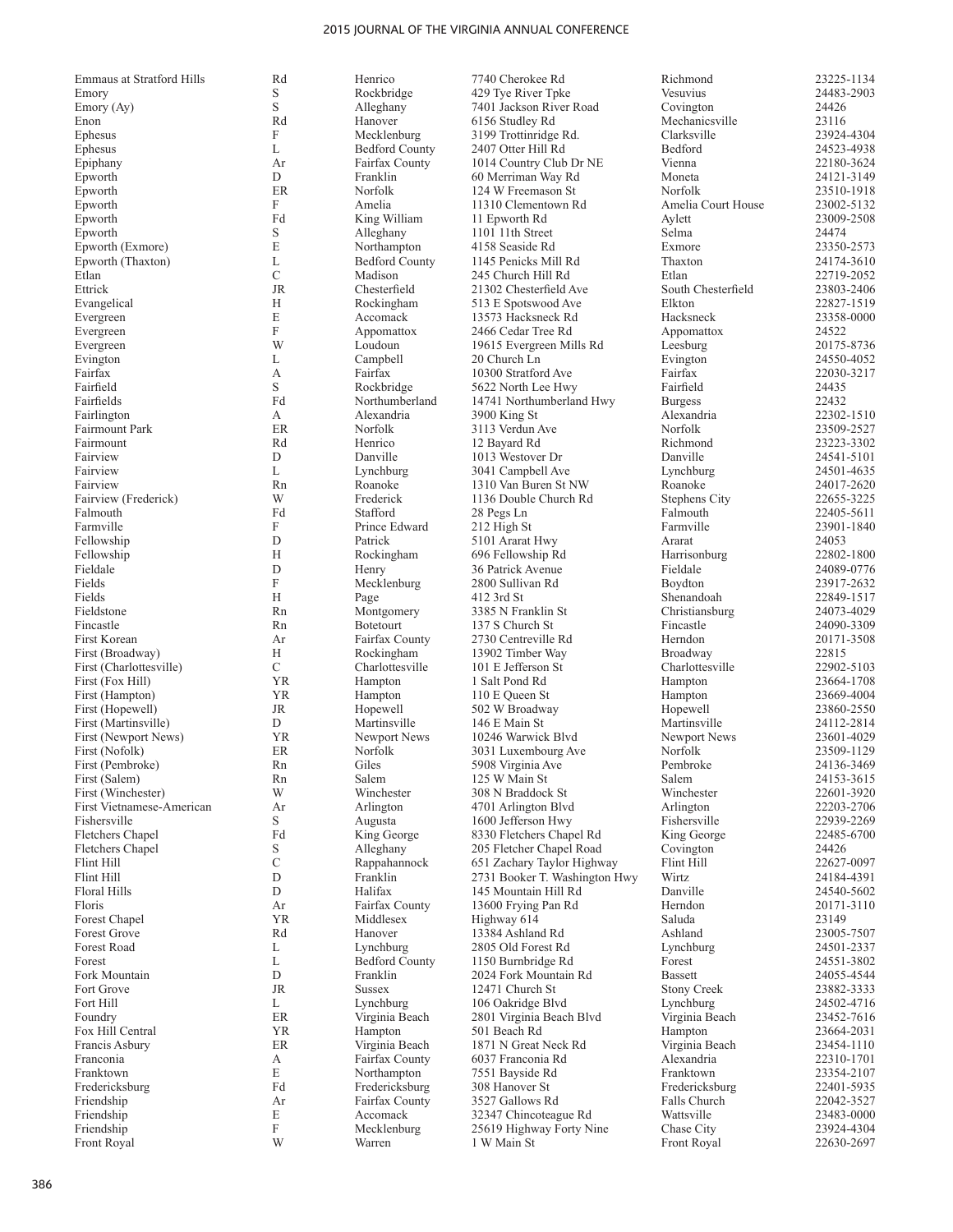| | | | | | |
|---|---|---|---|---|---|
| Emmaus at Stratford Hills | Rd | Henrico | 7740 Cherokee Rd | Richmond | 23225-1134 |
| Emory | S | Rockbridge | 429 Tye River Tpke | Vesuvius | 24483-2903 |
| Emory (Ay) | S | Alleghany | 7401 Jackson River Road | Covington | 24426 |
| Enon | Rd | Hanover | 6156 Studley Rd | Mechanicsville | 23116 |
| Ephesus | F | Mecklenburg | 3199 Trottinridge Rd. | Clarksville | 23924-4304 |
| Ephesus | L | Bedford County | 2407 Otter Hill Rd | Bedford | 24523-4938 |
| Epiphany | Ar | Fairfax County | 1014 Country Club Dr NE | Vienna | 22180-3624 |
| Epworth | D | Franklin | 60 Merriman Way Rd | Moneta | 24121-3149 |
| Epworth | ER | Norfolk | 124 W Freemason St | Norfolk | 23510-1918 |
| Epworth | F | Amelia | 11310 Clementown Rd | Amelia Court House | 23002-5132 |
| Epworth | Fd | King William | 11 Epworth Rd | Aylett | 23009-2508 |
| Epworth | S | Alleghany | 1101 11th Street | Selma | 24474 |
| Epworth (Exmore) | E | Northampton | 4158 Seaside Rd | Exmore | 23350-2573 |
| Epworth (Thaxton) | L | Bedford County | 1145 Penicks Mill Rd | Thaxton | 24174-3610 |
| Etlan | C | Madison | 245 Church Hill Rd | Etlan | 22719-2052 |
| Ettrick | JR | Chesterfield | 21302 Chesterfield Ave | South Chesterfield | 23803-2406 |
| Evangelical | H | Rockingham | 513 E Spotswood Ave | Elkton | 22827-1519 |
| Evergreen | E | Accomack | 13573 Hacksneck Rd | Hacksneck | 23358-0000 |
| Evergreen | F | Appomattox | 2466 Cedar Tree Rd | Appomattox | 24522 |
| Evergreen | W | Loudoun | 19615 Evergreen Mills Rd | Leesburg | 20175-8736 |
| Evington | L | Campbell | 20 Church Ln | Evington | 24550-4052 |
| Fairfax | A | Fairfax | 10300 Stratford Ave | Fairfax | 22030-3217 |
| Fairfield | S | Rockbridge | 5622 North Lee Hwy | Fairfield | 24435 |
| Fairfields | Fd | Northumberland | 14741 Northumberland Hwy | Burgess | 22432 |
| Fairlington | A | Alexandria | 3900 King St | Alexandria | 22302-1510 |
| Fairmount Park | ER | Norfolk | 3113 Verdun Ave | Norfolk | 23509-2527 |
| Fairmount | Rd | Henrico | 12 Bayard Rd | Richmond | 23223-3302 |
| Fairview | D | Danville | 1013 Westover Dr | Danville | 24541-5101 |
| Fairview | L | Lynchburg | 3041 Campbell Ave | Lynchburg | 24501-4635 |
| Fairview | Rn | Roanoke | 1310 Van Buren St NW | Roanoke | 24017-2620 |
| Fairview (Frederick) | W | Frederick | 1136 Double Church Rd | Stephens City | 22655-3225 |
| Falmouth | Fd | Stafford | 28 Pegs Ln | Falmouth | 22405-5611 |
| Farmville | F | Prince Edward | 212 High St | Farmville | 23901-1840 |
| Fellowship | D | Patrick | 5101 Ararat Hwy | Ararat | 24053 |
| Fellowship | H | Rockingham | 696 Fellowship Rd | Harrisonburg | 22802-1800 |
| Fieldale | D | Henry | 36 Patrick Avenue | Fieldale | 24089-0776 |
| Fields | F | Mecklenburg | 2800 Sullivan Rd | Boydton | 23917-2632 |
| Fields | H | Page | 412 3rd St | Shenandoah | 22849-1517 |
| Fieldstone | Rn | Montgomery | 3385 N Franklin St | Christiansburg | 24073-4029 |
| Fincastle | Rn | Botetourt | 137 S Church St | Fincastle | 24090-3309 |
| First Korean | Ar | Fairfax County | 2730 Centreville Rd | Herndon | 20171-3508 |
| First (Broadway) | H | Rockingham | 13902 Timber Way | Broadway | 22815 |
| First (Charlottesville) | C | Charlottesville | 101 E Jefferson St | Charlottesville | 22902-5103 |
| First (Fox Hill) | YR | Hampton | 1 Salt Pond Rd | Hampton | 23664-1708 |
| First (Hampton) | YR | Hampton | 110 E Queen St | Hampton | 23669-4004 |
| First (Hopewell) | JR | Hopewell | 502 W Broadway | Hopewell | 23860-2550 |
| First (Martinsville) | D | Martinsville | 146 E Main St | Martinsville | 24112-2814 |
| First (Newport News) | YR | Newport News | 10246 Warwick Blvd | Newport News | 23601-4029 |
| First (Nofolk) | ER | Norfolk | 3031 Luxembourg Ave | Norfolk | 23509-1129 |
| First (Pembroke) | Rn | Giles | 5908 Virginia Ave | Pembroke | 24136-3469 |
| First (Salem) | Rn | Salem | 125 W Main St | Salem | 24153-3615 |
| First (Winchester) | W | Winchester | 308 N Braddock St | Winchester | 22601-3920 |
| First Vietnamese-American | Ar | Arlington | 4701 Arlington Blvd | Arlington | 22203-2706 |
| Fishersville | S | Augusta | 1600 Jefferson Hwy | Fishersville | 22939-2269 |
| Fletchers Chapel | Fd | King George | 8330 Fletchers Chapel Rd | King George | 22485-6700 |
| Fletchers Chapel | S | Alleghany | 205 Fletcher Chapel Road | Covington | 24426 |
| Flint Hill | C | Rappahannock | 651 Zachary Taylor Highway | Flint Hill | 22627-0097 |
| Flint Hill | D | Franklin | 2731 Booker T. Washington Hwy | Wirtz | 24184-4391 |
| Floral Hills | D | Halifax | 145 Mountain Hill Rd | Danville | 24540-5602 |
| Floris | Ar | Fairfax County | 13600 Frying Pan Rd | Herndon | 20171-3110 |
| Forest Chapel | YR | Middlesex | Highway 614 | Saluda | 23149 |
| Forest Grove | Rd | Hanover | 13384 Ashland Rd | Ashland | 23005-7507 |
| Forest Road | L | Lynchburg | 2805 Old Forest Rd | Lynchburg | 24501-2337 |
| Forest | L | Bedford County | 1150 Burnbridge Rd | Forest | 24551-3802 |
| Fork Mountain | D | Franklin | 2024 Fork Mountain Rd | Bassett | 24055-4544 |
| Fort Grove | JR | Sussex | 12471 Church St | Stony Creek | 23882-3333 |
| Fort Hill | L | Lynchburg | 106 Oakridge Blvd | Lynchburg | 24502-4716 |
| Foundry | ER | Virginia Beach | 2801 Virginia Beach Blvd | Virginia Beach | 23452-7616 |
| Fox Hill Central | YR | Hampton | 501 Beach Rd | Hampton | 23664-2031 |
| Francis Asbury | ER | Virginia Beach | 1871 N Great Neck Rd | Virginia Beach | 23454-1110 |
| Franconia | A | Fairfax County | 6037 Franconia Rd | Alexandria | 22310-1701 |
| Franktown | E | Northampton | 7551 Bayside Rd | Franktown | 23354-2107 |
| Fredericksburg | Fd | Fredericksburg | 308 Hanover St | Fredericksburg | 22401-5935 |
| Friendship | Ar | Fairfax County | 3527 Gallows Rd | Falls Church | 22042-3527 |
| Friendship | E | Accomack | 32347 Chincoteague Rd | Wattsville | 23483-0000 |
| Friendship | F | Mecklenburg | 25619 Highway Forty Nine | Chase City | 23924-4304 |
| Front Royal | W | Warren | 1 W Main St | Front Royal | 22630-2697 |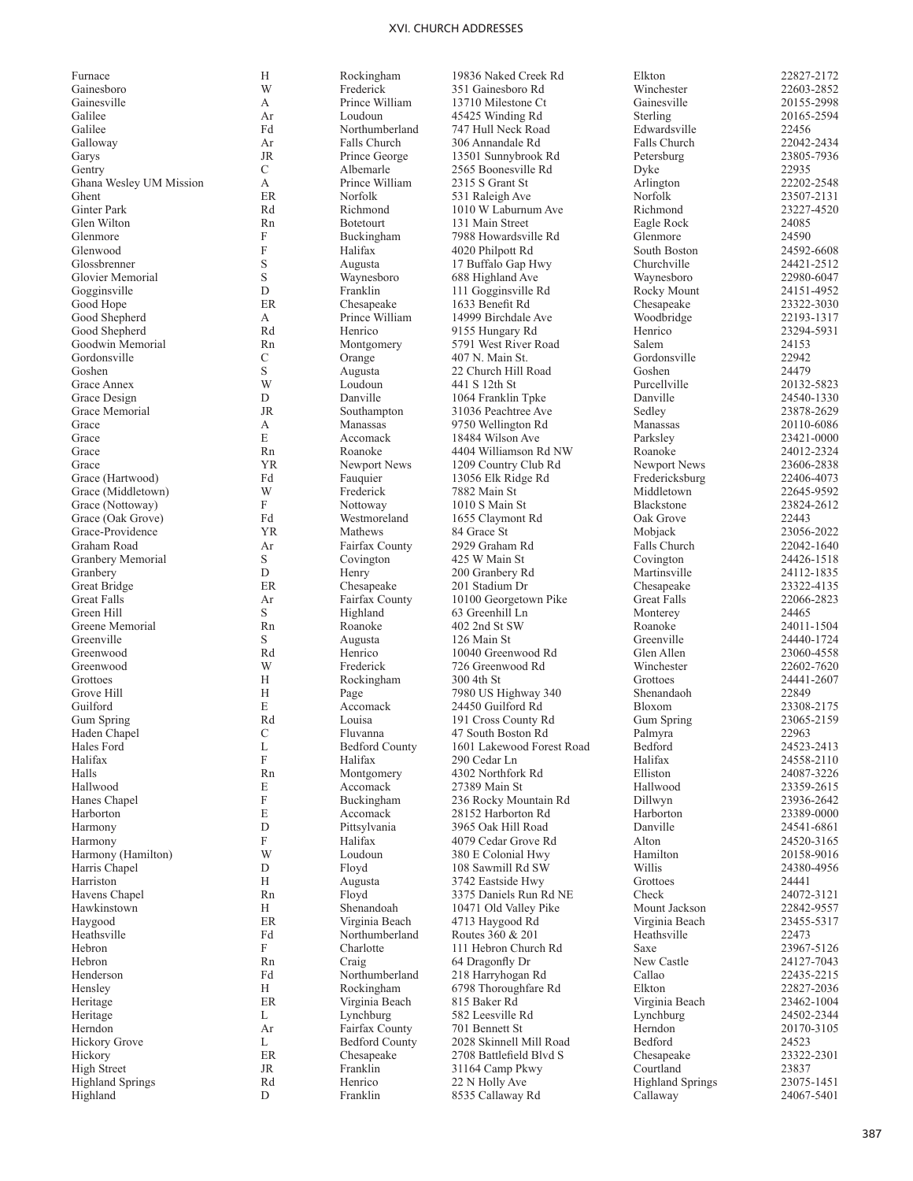| | | | | | |
|---|---|---|---|---|---|
| Furnace | H | Rockingham | 19836 Naked Creek Rd | Elkton | 22827-2172 |
| Gainesboro | W | Frederick | 351 Gainesboro Rd | Winchester | 22603-2852 |
| Gainesville | A | Prince William | 13710 Milestone Ct | Gainesville | 20155-2998 |
| Galilee | Ar | Loudoun | 45425 Winding Rd | Sterling | 20165-2594 |
| Galilee | Fd | Northumberland | 747 Hull Neck Road | Edwardsville | 22456 |
| Galloway | Ar | Falls Church | 306 Annandale Rd | Falls Church | 22042-2434 |
| Garys | JR | Prince George | 13501 Sunnybrook Rd | Petersburg | 23805-7936 |
| Gentry | C | Albemarle | 2565 Boonesville Rd | Dyke | 22935 |
| Ghana Wesley UM Mission | A | Prince William | 2315 S Grant St | Arlington | 22202-2548 |
| Ghent | ER | Norfolk | 531 Raleigh Ave | Norfolk | 23507-2131 |
| Ginter Park | Rd | Richmond | 1010 W Laburnum Ave | Richmond | 23227-4520 |
| Glen Wilton | Rn | Botetourt | 131 Main Street | Eagle Rock | 24085 |
| Glenmore | F | Buckingham | 7988 Howardsville Rd | Glenmore | 24590 |
| Glenwood | F | Halifax | 4020 Philpott Rd | South Boston | 24592-6608 |
| Glossbrenner | S | Augusta | 17 Buffalo Gap Hwy | Churchville | 24421-2512 |
| Glovier Memorial | S | Waynesboro | 688 Highland Ave | Waynesboro | 22980-6047 |
| Gogginsville | D | Franklin | 111 Gogginsville Rd | Rocky Mount | 24151-4952 |
| Good Hope | ER | Chesapeake | 1633 Benefit Rd | Chesapeake | 23322-3030 |
| Good Shepherd | A | Prince William | 14999 Birchdale Ave | Woodbridge | 22193-1317 |
| Good Shepherd | Rd | Henrico | 9155 Hungary Rd | Henrico | 23294-5931 |
| Goodwin Memorial | Rn | Montgomery | 5791 West River Road | Salem | 24153 |
| Gordonsville | C | Orange | 407 N. Main St. | Gordonsville | 22942 |
| Goshen | S | Augusta | 22 Church Hill Road | Goshen | 24479 |
| Grace Annex | W | Loudoun | 441 S 12th St | Purcellville | 20132-5823 |
| Grace Design | D | Danville | 1064 Franklin Tpke | Danville | 24540-1330 |
| Grace Memorial | JR | Southampton | 31036 Peachtree Ave | Sedley | 23878-2629 |
| Grace | A | Manassas | 9750 Wellington Rd | Manassas | 20110-6086 |
| Grace | E | Accomack | 18484 Wilson Ave | Parksley | 23421-0000 |
| Grace | Rn | Roanoke | 4404 Williamson Rd NW | Roanoke | 24012-2324 |
| Grace | YR | Newport News | 1209 Country Club Rd | Newport News | 23606-2838 |
| Grace (Hartwood) | Fd | Fauquier | 13056 Elk Ridge Rd | Fredericksburg | 22406-4073 |
| Grace (Middletown) | W | Frederick | 7882 Main St | Middletown | 22645-9592 |
| Grace (Nottoway) | F | Nottoway | 1010 S Main St | Blackstone | 23824-2612 |
| Grace (Oak Grove) | Fd | Westmoreland | 1655 Claymont Rd | Oak Grove | 22443 |
| Grace-Providence | YR | Mathews | 84 Grace St | Mobjack | 23056-2022 |
| Graham Road | Ar | Fairfax County | 2929 Graham Rd | Falls Church | 22042-1640 |
| Granbery Memorial | S | Covington | 425 W Main St | Covington | 24426-1518 |
| Granbery | D | Henry | 200 Granbery Rd | Martinsville | 24112-1835 |
| Great Bridge | ER | Chesapeake | 201 Stadium Dr | Chesapeake | 23322-4135 |
| Great Falls | Ar | Fairfax County | 10100 Georgetown Pike | Great Falls | 22066-2823 |
| Green Hill | S | Highland | 63 Greenhill Ln | Monterey | 24465 |
| Greene Memorial | Rn | Roanoke | 402 2nd St SW | Roanoke | 24011-1504 |
| Greenville | S | Augusta | 126 Main St | Greenville | 24440-1724 |
| Greenwood | Rd | Henrico | 10040 Greenwood Rd | Glen Allen | 23060-4558 |
| Greenwood | W | Frederick | 726 Greenwood Rd | Winchester | 22602-7620 |
| Grottoes | H | Rockingham | 300 4th St | Grottoes | 24441-2607 |
| Grove Hill | H | Page | 7980 US Highway 340 | Shenandaoh | 22849 |
| Guilford | E | Accomack | 24450 Guilford Rd | Bloxom | 23308-2175 |
| Gum Spring | Rd | Louisa | 191 Cross County Rd | Gum Spring | 23065-2159 |
| Haden Chapel | C | Fluvanna | 47 South Boston Rd | Palmyra | 22963 |
| Hales Ford | L | Bedford County | 1601 Lakewood Forest Road | Bedford | 24523-2413 |
| Halifax | F | Halifax | 290 Cedar Ln | Halifax | 24558-2110 |
| Halls | Rn | Montgomery | 4302 Northfork Rd | Elliston | 24087-3226 |
| Hallwood | E | Accomack | 27389 Main St | Hallwood | 23359-2615 |
| Hanes Chapel | F | Buckingham | 236 Rocky Mountain Rd | Dillwyn | 23936-2642 |
| Harborton | E | Accomack | 28152 Harborton Rd | Harborton | 23389-0000 |
| Harmony | D | Pittsylvania | 3965 Oak Hill Road | Danville | 24541-6861 |
| Harmony | F | Halifax | 4079 Cedar Grove Rd | Alton | 24520-3165 |
| Harmony (Hamilton) | W | Loudoun | 380 E Colonial Hwy | Hamilton | 20158-9016 |
| Harris Chapel | D | Floyd | 108 Sawmill Rd SW | Willis | 24380-4956 |
| Harriston | H | Augusta | 3742 Eastside Hwy | Grottoes | 24441 |
| Havens Chapel | Rn | Floyd | 3375 Daniels Run Rd NE | Check | 24072-3121 |
| Hawkinstown | H | Shenandoah | 10471 Old Valley Pike | Mount Jackson | 22842-9557 |
| Haygood | ER | Virginia Beach | 4713 Haygood Rd | Virginia Beach | 23455-5317 |
| Heathsville | Fd | Northumberland | Routes 360 & 201 | Heathsville | 22473 |
| Hebron | F | Charlotte | 111 Hebron Church Rd | Saxe | 23967-5126 |
| Hebron | Rn | Craig | 64 Dragonfly Dr | New Castle | 24127-7043 |
| Henderson | Fd | Northumberland | 218 Harryhogan Rd | Callao | 22435-2215 |
| Hensley | H | Rockingham | 6798 Thoroughfare Rd | Elkton | 22827-2036 |
| Heritage | ER | Virginia Beach | 815 Baker Rd | Virginia Beach | 23462-1004 |
| Heritage | L | Lynchburg | 582 Leesville Rd | Lynchburg | 24502-2344 |
| Herndon | Ar | Fairfax County | 701 Bennett St | Herndon | 20170-3105 |
| Hickory Grove | L | Bedford County | 2028 Skinnell Mill Road | Bedford | 24523 |
| Hickory | ER | Chesapeake | 2708 Battlefield Blvd S | Chesapeake | 23322-2301 |
| High Street | JR | Franklin | 31164 Camp Pkwy | Courtland | 23837 |
| Highland Springs | Rd | Henrico | 22 N Holly Ave | Highland Springs | 23075-1451 |
| Highland | D | Franklin | 8535 Callaway Rd | Callaway | 24067-5401 |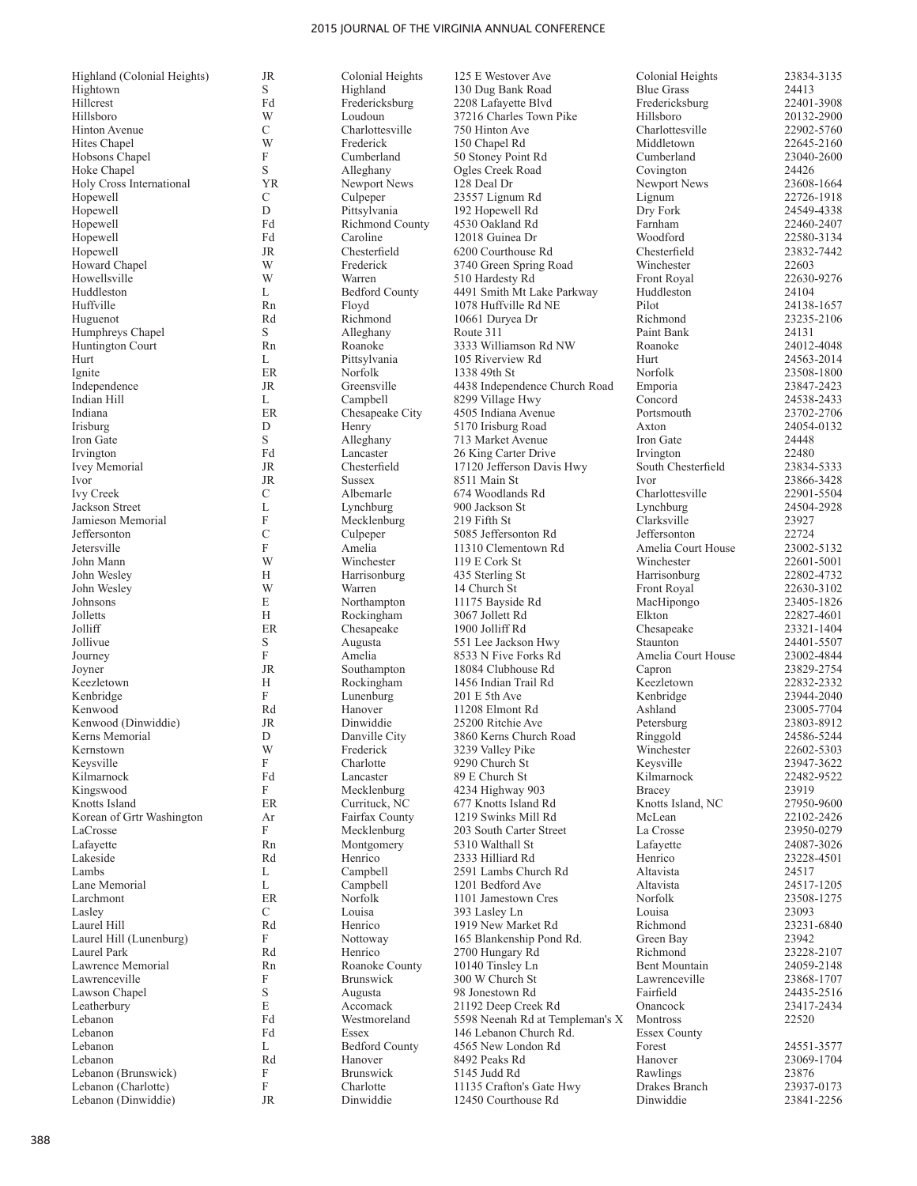| | | | | | |
|---|---|---|---|---|---|
| Highland (Colonial Heights) | JR | Colonial Heights | 125 E Westover Ave | Colonial Heights | 23834-3135 |
| Hightown | S | Highland | 130 Dug Bank Road | Blue Grass | 24413 |
| Hillcrest | Fd | Fredericksburg | 2208 Lafayette Blvd | Fredericksburg | 22401-3908 |
| Hillsboro | W | Loudoun | 37216 Charles Town Pike | Hillsboro | 20132-2900 |
| Hinton Avenue | C | Charlottesville | 750 Hinton Ave | Charlottesville | 22902-5760 |
| Hites Chapel | W | Frederick | 150 Chapel Rd | Middletown | 22645-2160 |
| Hobsons Chapel | F | Cumberland | 50 Stoney Point Rd | Cumberland | 23040-2600 |
| Hoke Chapel | S | Alleghany | Ogles Creek Road | Covington | 24426 |
| Holy Cross International | YR | Newport News | 128 Deal Dr | Newport News | 23608-1664 |
| Hopewell | C | Culpeper | 23557 Lignum Rd | Lignum | 22726-1918 |
| Hopewell | D | Pittsylvania | 192 Hopewell Rd | Dry Fork | 24549-4338 |
| Hopewell | Fd | Richmond County | 4530 Oakland Rd | Farnham | 22460-2407 |
| Hopewell | Fd | Caroline | 12018 Guinea Dr | Woodford | 22580-3134 |
| Hopewell | JR | Chesterfield | 6200 Courthouse Rd | Chesterfield | 23832-7442 |
| Howard Chapel | W | Frederick | 3740 Green Spring Road | Winchester | 22603 |
| Howellsville | W | Warren | 510 Hardesty Rd | Front Royal | 22630-9276 |
| Huddleston | L | Bedford County | 4491 Smith Mt Lake Parkway | Huddleston | 24104 |
| Huffville | Rn | Floyd | 1078 Huffville Rd NE | Pilot | 24138-1657 |
| Huguenot | Rd | Richmond | 10661 Duryea Dr | Richmond | 23235-2106 |
| Humphreys Chapel | S | Alleghany | Route 311 | Paint Bank | 24131 |
| Huntington Court | Rn | Roanoke | 3333 Williamson Rd NW | Roanoke | 24012-4048 |
| Hurt | L | Pittsylvania | 105 Riverview Rd | Hurt | 24563-2014 |
| Ignite | ER | Norfolk | 1338 49th St | Norfolk | 23508-1800 |
| Independence | JR | Greensville | 4438 Independence Church Road | Emporia | 23847-2423 |
| Indian Hill | L | Campbell | 8299 Village Hwy | Concord | 24538-2433 |
| Indiana | ER | Chesapeake City | 4505 Indiana Avenue | Portsmouth | 23702-2706 |
| Irisburg | D | Henry | 5170 Irisburg Road | Axton | 24054-0132 |
| Iron Gate | S | Alleghany | 713 Market Avenue | Iron Gate | 24448 |
| Irvington | Fd | Lancaster | 26 King Carter Drive | Irvington | 22480 |
| Ivey Memorial | JR | Chesterfield | 17120 Jefferson Davis Hwy | South Chesterfield | 23834-5333 |
| Ivor | JR | Sussex | 8511 Main St | Ivor | 23866-3428 |
| Ivy Creek | C | Albemarle | 674 Woodlands Rd | Charlottesville | 22901-5504 |
| Jackson Street | L | Lynchburg | 900 Jackson St | Lynchburg | 24504-2928 |
| Jamieson Memorial | F | Mecklenburg | 219 Fifth St | Clarksville | 23927 |
| Jeffersonton | C | Culpeper | 5085 Jeffersonton Rd | Jeffersonton | 22724 |
| Jetersville | F | Amelia | 11310 Clementown Rd | Amelia Court House | 23002-5132 |
| John Mann | W | Winchester | 119 E Cork St | Winchester | 22601-5001 |
| John Wesley | H | Harrisonburg | 435 Sterling St | Harrisonburg | 22802-4732 |
| John Wesley | W | Warren | 14 Church St | Front Royal | 22630-3102 |
| Johnsons | E | Northampton | 11175 Bayside Rd | MacHipongo | 23405-1826 |
| Jolletts | H | Rockingham | 3067 Jollett Rd | Elkton | 22827-4601 |
| Jolliff | ER | Chesapeake | 1900 Jolliff Rd | Chesapeake | 23321-1404 |
| Jollivue | S | Augusta | 551 Lee Jackson Hwy | Staunton | 24401-5507 |
| Journey | F | Amelia | 8533 N Five Forks Rd | Amelia Court House | 23002-4844 |
| Joyner | JR | Southampton | 18084 Clubhouse Rd | Capron | 23829-2754 |
| Keezletown | H | Rockingham | 1456 Indian Trail Rd | Keezletown | 22832-2332 |
| Kenbridge | F | Lunenburg | 201 E 5th Ave | Kenbridge | 23944-2040 |
| Kenwood | Rd | Hanover | 11208 Elmont Rd | Ashland | 23005-7704 |
| Kenwood (Dinwiddie) | JR | Dinwiddie | 25200 Ritchie Ave | Petersburg | 23803-8912 |
| Kerns Memorial | D | Danville City | 3860 Kerns Church Road | Ringgold | 24586-5244 |
| Kernstown | W | Frederick | 3239 Valley Pike | Winchester | 22602-5303 |
| Keysville | F | Charlotte | 9290 Church St | Keysville | 23947-3622 |
| Kilmarnock | Fd | Lancaster | 89 E Church St | Kilmarnock | 22482-9522 |
| Kingswood | F | Mecklenburg | 4234 Highway 903 | Bracey | 23919 |
| Knotts Island | ER | Currituck, NC | 677 Knotts Island Rd | Knotts Island, NC | 27950-9600 |
| Korean of Grtr Washington | Ar | Fairfax County | 1219 Swinks Mill Rd | McLean | 22102-2426 |
| LaCrosse | F | Mecklenburg | 203 South Carter Street | La Crosse | 23950-0279 |
| Lafayette | Rn | Montgomery | 5310 Walthall St | Lafayette | 24087-3026 |
| Lakeside | Rd | Henrico | 2333 Hilliard Rd | Henrico | 23228-4501 |
| Lambs | L | Campbell | 2591 Lambs Church Rd | Altavista | 24517 |
| Lane Memorial | L | Campbell | 1201 Bedford Ave | Altavista | 24517-1205 |
| Larchmont | ER | Norfolk | 1101 Jamestown Cres | Norfolk | 23508-1275 |
| Lasley | C | Louisa | 393 Lasley Ln | Louisa | 23093 |
| Laurel Hill | Rd | Henrico | 1919 New Market Rd | Richmond | 23231-6840 |
| Laurel Hill (Lunenburg) | F | Nottoway | 165 Blankenship Pond Rd. | Green Bay | 23942 |
| Laurel Park | Rd | Henrico | 2700 Hungary Rd | Richmond | 23228-2107 |
| Lawrence Memorial | Rn | Roanoke County | 10140 Tinsley Ln | Bent Mountain | 24059-2148 |
| Lawrenceville | F | Brunswick | 300 W Church St | Lawrenceville | 23868-1707 |
| Lawson Chapel | S | Augusta | 98 Jonestown Rd | Fairfield | 24435-2516 |
| Leatherbury | E | Accomack | 21192 Deep Creek Rd | Onancock | 23417-2434 |
| Lebanon | Fd | Westmoreland | 5598 Neenah Rd at Templeman's X | Montross | 22520 |
| Lebanon | Fd | Essex | 146 Lebanon Church Rd. | Essex County | |
| Lebanon | L | Bedford County | 4565 New London Rd | Forest | 24551-3577 |
| Lebanon | Rd | Hanover | 8492 Peaks Rd | Hanover | 23069-1704 |
| Lebanon (Brunswick) | F | Brunswick | 5145 Judd Rd | Rawlings | 23876 |
| Lebanon (Charlotte) | F | Charlotte | 11135 Crafton's Gate Hwy | Drakes Branch | 23937-0173 |
| Lebanon (Dinwiddie) | JR | Dinwiddie | 12450 Courthouse Rd | Dinwiddie | 23841-2256 |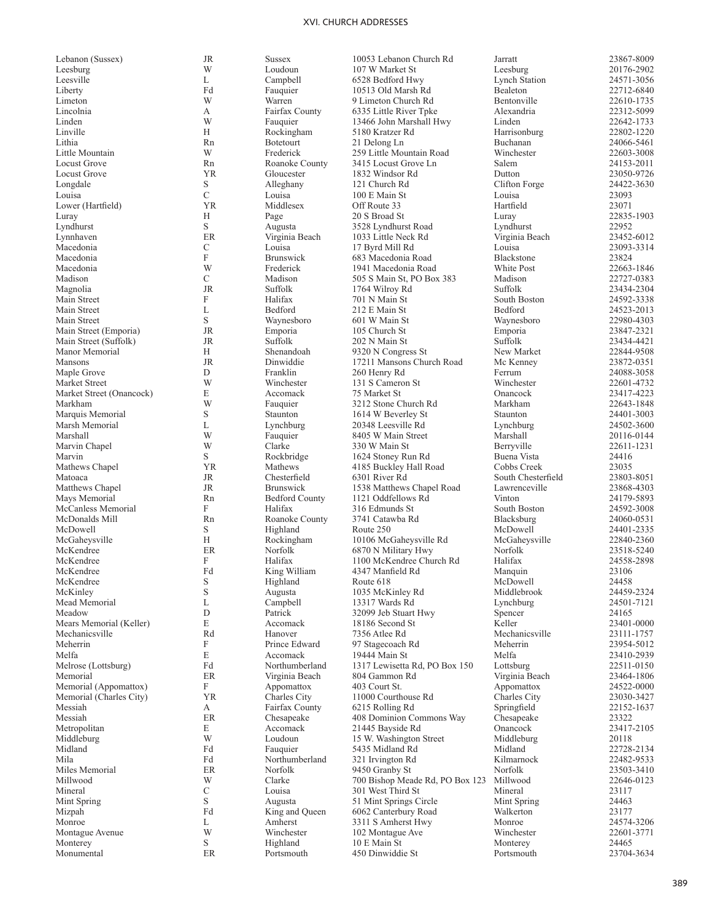# XVI. CHURCH ADDRESSES

| | | | | | |
|---|---|---|---|---|---|
| Lebanon (Sussex) | JR | Sussex | 10053 Lebanon Church Rd | Jarratt | 23867-8009 |
| Leesburg | W | Loudoun | 107 W Market St | Leesburg | 20176-2902 |
| Leesville | L | Campbell | 6528 Bedford Hwy | Lynch Station | 24571-3056 |
| Liberty | Fd | Fauquier | 10513 Old Marsh Rd | Bealeton | 22712-6840 |
| Limeton | W | Warren | 9 Limeton Church Rd | Bentonville | 22610-1735 |
| Lincolnia | A | Fairfax County | 6335 Little River Tpke | Alexandria | 22312-5099 |
| Linden | W | Fauquier | 13466 John Marshall Hwy | Linden | 22642-1733 |
| Linville | H | Rockingham | 5180 Kratzer Rd | Harrisonburg | 22802-1220 |
| Lithia | Rn | Botetourt | 21 Delong Ln | Buchanan | 24066-5461 |
| Little Mountain | W | Frederick | 259 Little Mountain Road | Winchester | 22603-3008 |
| Locust Grove | Rn | Roanoke County | 3415 Locust Grove Ln | Salem | 24153-2011 |
| Locust Grove | YR | Gloucester | 1832 Windsor Rd | Dutton | 23050-9726 |
| Longdale | S | Alleghany | 121 Church Rd | Clifton Forge | 24422-3630 |
| Louisa | C | Louisa | 100 E Main St | Louisa | 23093 |
| Lower (Hartfield) | YR | Middlesex | Off Route 33 | Hartfield | 23071 |
| Luray | H | Page | 20 S Broad St | Luray | 22835-1903 |
| Lyndhurst | S | Augusta | 3528 Lyndhurst Road | Lyndhurst | 22952 |
| Lynnhaven | ER | Virginia Beach | 1033 Little Neck Rd | Virginia Beach | 23452-6012 |
| Macedonia | C | Louisa | 17 Byrd Mill Rd | Louisa | 23093-3314 |
| Macedonia | F | Brunswick | 683 Macedonia Road | Blackstone | 23824 |
| Macedonia | W | Frederick | 1941 Macedonia Road | White Post | 22663-1846 |
| Madison | C | Madison | 505 S Main St, PO Box 383 | Madison | 22727-0383 |
| Magnolia | JR | Suffolk | 1764 Wilroy Rd | Suffolk | 23434-2304 |
| Main Street | F | Halifax | 701 N Main St | South Boston | 24592-3338 |
| Main Street | L | Bedford | 212 E Main St | Bedford | 24523-2013 |
| Main Street | S | Waynesboro | 601 W Main St | Waynesboro | 22980-4303 |
| Main Street (Emporia) | JR | Emporia | 105 Church St | Emporia | 23847-2321 |
| Main Street (Suffolk) | JR | Suffolk | 202 N Main St | Suffolk | 23434-4421 |
| Manor Memorial | H | Shenandoah | 9320 N Congress St | New Market | 22844-9508 |
| Mansons | JR | Dinwiddie | 17211 Mansons Church Road | Mc Kenney | 23872-0351 |
| Maple Grove | D | Franklin | 260 Henry Rd | Ferrum | 24088-3058 |
| Market Street | W | Winchester | 131 S Cameron St | Winchester | 22601-4732 |
| Market Street (Onancock) | E | Accomack | 75 Market St | Onancock | 23417-4223 |
| Markham | W | Fauquier | 3212 Stone Church Rd | Markham | 22643-1848 |
| Marquis Memorial | S | Staunton | 1614 W Beverley St | Staunton | 24401-3003 |
| Marsh Memorial | L | Lynchburg | 20348 Leesville Rd | Lynchburg | 24502-3600 |
| Marshall | W | Fauquier | 8405 W Main Street | Marshall | 20116-0144 |
| Marvin Chapel | W | Clarke | 330 W Main St | Berryville | 22611-1231 |
| Marvin | S | Rockbridge | 1624 Stoney Run Rd | Buena Vista | 24416 |
| Mathews Chapel | YR | Mathews | 4185 Buckley Hall Road | Cobbs Creek | 23035 |
| Matoaca | JR | Chesterfield | 6301 River Rd | South Chesterfield | 23803-8051 |
| Matthews Chapel | JR | Brunswick | 1538 Matthews Chapel Road | Lawrenceville | 23868-4303 |
| Mays Memorial | Rn | Bedford County | 1121 Oddfellows Rd | Vinton | 24179-5893 |
| McCanless Memorial | F | Halifax | 316 Edmunds St | South Boston | 24592-3008 |
| McDonalds Mill | Rn | Roanoke County | 3741 Catawba Rd | Blacksburg | 24060-0531 |
| McDowell | S | Highland | Route 250 | McDowell | 24401-2335 |
| McGaheysville | H | Rockingham | 10106 McGaheysville Rd | McGaheysville | 22840-2360 |
| McKendree | ER | Norfolk | 6870 N Military Hwy | Norfolk | 23518-5240 |
| McKendree | F | Halifax | 1100 McKendree Church Rd | Halifax | 24558-2898 |
| McKendree | Fd | King William | 4347 Manfield Rd | Manquin | 23106 |
| McKendree | S | Highland | Route 618 | McDowell | 24458 |
| McKinley | S | Augusta | 1035 McKinley Rd | Middlebrook | 24459-2324 |
| Mead Memorial | L | Campbell | 13317 Wards Rd | Lynchburg | 24501-7121 |
| Meadow | D | Patrick | 32099 Jeb Stuart Hwy | Spencer | 24165 |
| Mears Memorial (Keller) | E | Accomack | 18186 Second St | Keller | 23401-0000 |
| Mechanicsville | Rd | Hanover | 7356 Atlee Rd | Mechanicsville | 23111-1757 |
| Meherrin | F | Prince Edward | 97 Stagecoach Rd | Meherrin | 23954-5012 |
| Melfa | E | Accomack | 19444 Main St | Melfa | 23410-2939 |
| Melrose (Lottsburg) | Fd | Northumberland | 1317 Lewisetta Rd, PO Box 150 | Lottsburg | 22511-0150 |
| Memorial | ER | Virginia Beach | 804 Gammon Rd | Virginia Beach | 23464-1806 |
| Memorial (Appomattox) | F | Appomattox | 403 Court St. | Appomattox | 24522-0000 |
| Memorial (Charles City) | YR | Charles City | 11000 Courthouse Rd | Charles City | 23030-3427 |
| Messiah | A | Fairfax County | 6215 Rolling Rd | Springfield | 22152-1637 |
| Messiah | ER | Chesapeake | 408 Dominion Commons Way | Chesapeake | 23322 |
| Metropolitan | E | Accomack | 21445 Bayside Rd | Onancock | 23417-2105 |
| Middleburg | W | Loudoun | 15 W. Washington Street | Middleburg | 20118 |
| Midland | Fd | Fauquier | 5435 Midland Rd | Midland | 22728-2134 |
| Mila | Fd | Northumberland | 321 Irvington Rd | Kilmarnock | 22482-9533 |
| Miles Memorial | ER | Norfolk | 9450 Granby St | Norfolk | 23503-3410 |
| Millwood | W | Clarke | 700 Bishop Meade Rd, PO Box 123 | Millwood | 22646-0123 |
| Mineral | C | Louisa | 301 West Third St | Mineral | 23117 |
| Mint Spring | S | Augusta | 51 Mint Springs Circle | Mint Spring | 24463 |
| Mizpah | Fd | King and Queen | 6062 Canterbury Road | Walkerton | 23177 |
| Monroe | L | Amherst | 3311 S Amherst Hwy | Monroe | 24574-3206 |
| Montague Avenue | W | Winchester | 102 Montague Ave | Winchester | 22601-3771 |
| Monterey | S | Highland | 10 E Main St | Monterey | 24465 |
| Monumental | ER | Portsmouth | 450 Dinwiddie St | Portsmouth | 23704-3634 |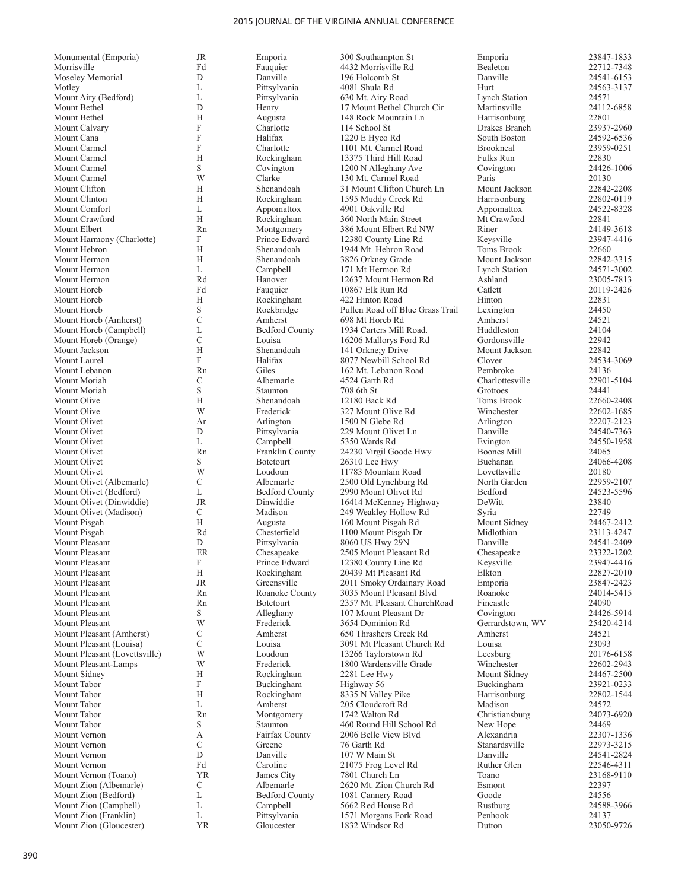| | | | | | |
|---|---|---|---|---|---|
| Monumental (Emporia) | JR | Emporia | 300 Southampton St | Emporia | 23847-1833 |
| Morrisville | Fd | Fauquier | 4432 Morrisville Rd | Bealeton | 22712-7348 |
| Moseley Memorial | D | Danville | 196 Holcomb St | Danville | 24541-6153 |
| Motley | L | Pittsylvania | 4081 Shula Rd | Hurt | 24563-3137 |
| Mount Airy (Bedford) | L | Pittsylvania | 630 Mt. Airy Road | Lynch Station | 24571 |
| Mount Bethel | D | Henry | 17 Mount Bethel Church Cir | Martinsville | 24112-6858 |
| Mount Bethel | H | Augusta | 148 Rock Mountain Ln | Harrisonburg | 22801 |
| Mount Calvary | F | Charlotte | 114 School St | Drakes Branch | 23937-2960 |
| Mount Cana | F | Halifax | 1220 E Hyco Rd | South Boston | 24592-6536 |
| Mount Carmel | F | Charlotte | 1101 Mt. Carmel Road | Brookneal | 23959-0251 |
| Mount Carmel | H | Rockingham | 13375 Third Hill Road | Fulks Run | 22830 |
| Mount Carmel | S | Covington | 1200 N Alleghany Ave | Covington | 24426-1006 |
| Mount Carmel | W | Clarke | 130 Mt. Carmel Road | Paris | 20130 |
| Mount Clifton | H | Shenandoah | 31 Mount Clifton Church Ln | Mount Jackson | 22842-2208 |
| Mount Clinton | H | Rockingham | 1595 Muddy Creek Rd | Harrisonburg | 22802-0119 |
| Mount Comfort | L | Appomattox | 4901 Oakville Rd | Appomattox | 24522-8328 |
| Mount Crawford | H | Rockingham | 360 North Main Street | Mt Crawford | 22841 |
| Mount Elbert | Rn | Montgomery | 386 Mount Elbert Rd NW | Riner | 24149-3618 |
| Mount Harmony (Charlotte) | F | Prince Edward | 12380 County Line Rd | Keysville | 23947-4416 |
| Mount Hebron | H | Shenandoah | 1944 Mt. Hebron Road | Toms Brook | 22660 |
| Mount Hermon | H | Shenandoah | 3826 Orkney Grade | Mount Jackson | 22842-3315 |
| Mount Hermon | L | Campbell | 171 Mt Hermon Rd | Lynch Station | 24571-3002 |
| Mount Hermon | Rd | Hanover | 12637 Mount Hermon Rd | Ashland | 23005-7813 |
| Mount Horeb | Fd | Fauquier | 10867 Elk Run Rd | Catlett | 20119-2426 |
| Mount Horeb | H | Rockingham | 422 Hinton Road | Hinton | 22831 |
| Mount Horeb | S | Rockbridge | Pullen Road off Blue Grass Trail | Lexington | 24450 |
| Mount Horeb (Amherst) | C | Amherst | 698 Mt Horeb Rd | Amherst | 24521 |
| Mount Horeb (Campbell) | L | Bedford County | 1934 Carters Mill Road. | Huddleston | 24104 |
| Mount Horeb (Orange) | C | Louisa | 16206 Mallorys Ford Rd | Gordonsville | 22942 |
| Mount Jackson | H | Shenandoah | 141 Orkne;y Drive | Mount Jackson | 22842 |
| Mount Laurel | F | Halifax | 8077 Newbill School Rd | Clover | 24534-3069 |
| Mount Lebanon | Rn | Giles | 162 Mt. Lebanon Road | Pembroke | 24136 |
| Mount Moriah | C | Albemarle | 4524 Garth Rd | Charlottesville | 22901-5104 |
| Mount Moriah | S | Staunton | 708 6th St | Grottoes | 24441 |
| Mount Olive | H | Shenandoah | 12180 Back Rd | Toms Brook | 22660-2408 |
| Mount Olive | W | Frederick | 327 Mount Olive Rd | Winchester | 22602-1685 |
| Mount Olivet | Ar | Arlington | 1500 N Glebe Rd | Arlington | 22207-2123 |
| Mount Olivet | D | Pittsylvania | 229 Mount Olivet Ln | Danville | 24540-7363 |
| Mount Olivet | L | Campbell | 5350 Wards Rd | Evington | 24550-1958 |
| Mount Olivet | Rn | Franklin County | 24230 Virgil Goode Hwy | Boones Mill | 24065 |
| Mount Olivet | S | Botetourt | 26310 Lee Hwy | Buchanan | 24066-4208 |
| Mount Olivet | W | Loudoun | 11783 Mountain Road | Lovettsville | 20180 |
| Mount Olivet (Albemarle) | C | Albemarle | 2500 Old Lynchburg Rd | North Garden | 22959-2107 |
| Mount Olivet (Bedford) | L | Bedford County | 2990 Mount Olivet Rd | Bedford | 24523-5596 |
| Mount Olivet (Dinwiddie) | JR | Dinwiddie | 16414 McKenney Highway | DeWitt | 23840 |
| Mount Olivet (Madison) | C | Madison | 249 Weakley Hollow Rd | Syria | 22749 |
| Mount Pisgah | H | Augusta | 160 Mount Pisgah Rd | Mount Sidney | 24467-2412 |
| Mount Pisgah | Rd | Chesterfield | 1100 Mount Pisgah Dr | Midlothian | 23113-4247 |
| Mount Pleasant | D | Pittsylvania | 8060 US Hwy 29N | Danville | 24541-2409 |
| Mount Pleasant | ER | Chesapeake | 2505 Mount Pleasant Rd | Chesapeake | 23322-1202 |
| Mount Pleasant | F | Prince Edward | 12380 County Line Rd | Keysville | 23947-4416 |
| Mount Pleasant | H | Rockingham | 20439 Mt Pleasant Rd | Elkton | 22827-2010 |
| Mount Pleasant | JR | Greensville | 2011 Smoky Ordainary Road | Emporia | 23847-2423 |
| Mount Pleasant | Rn | Roanoke County | 3035 Mount Pleasant Blvd | Roanoke | 24014-5415 |
| Mount Pleasant | Rn | Botetourt | 2357 Mt. Pleasant ChurchRoad | Fincastle | 24090 |
| Mount Pleasant | S | Alleghany | 107 Mount Pleasant Dr | Covington | 24426-5914 |
| Mount Pleasant | W | Frederick | 3654 Dominion Rd | Gerrardstown, WV | 25420-4214 |
| Mount Pleasant (Amherst) | C | Amherst | 650 Thrashers Creek Rd | Amherst | 24521 |
| Mount Pleasant (Louisa) | C | Louisa | 3091 Mt Pleasant Church Rd | Louisa | 23093 |
| Mount Pleasant (Lovettsville) | W | Loudoun | 13266 Taylorstown Rd | Leesburg | 20176-6158 |
| Mount Pleasant-Lamps | W | Frederick | 1800 Wardensville Grade | Winchester | 22602-2943 |
| Mount Sidney | H | Rockingham | 2281 Lee Hwy | Mount Sidney | 24467-2500 |
| Mount Tabor | F | Buckingham | Highway 56 | Buckingham | 23921-0233 |
| Mount Tabor | H | Rockingham | 8335 N Valley Pike | Harrisonburg | 22802-1544 |
| Mount Tabor | L | Amherst | 205 Cloudcroft Rd | Madison | 24572 |
| Mount Tabor | Rn | Montgomery | 1742 Walton Rd | Christiansburg | 24073-6920 |
| Mount Tabor | S | Staunton | 460 Round Hill School Rd | New Hope | 24469 |
| Mount Vernon | A | Fairfax County | 2006 Belle View Blvd | Alexandria | 22307-1336 |
| Mount Vernon | C | Greene | 76 Garth Rd | Stanardsville | 22973-3215 |
| Mount Vernon | D | Danville | 107 W Main St | Danville | 24541-2824 |
| Mount Vernon | Fd | Caroline | 21075 Frog Level Rd | Ruther Glen | 22546-4311 |
| Mount Vernon (Toano) | YR | James City | 7801 Church Ln | Toano | 23168-9110 |
| Mount Zion (Albemarle) | C | Albemarle | 2620 Mt. Zion Church Rd | Esmont | 22397 |
| Mount Zion (Bedford) | L | Bedford County | 1081 Cannery Road | Goode | 24556 |
| Mount Zion (Campbell) | L | Campbell | 5662 Red House Rd | Rustburg | 24588-3966 |
| Mount Zion (Franklin) | L | Pittsylvania | 1571 Morgans Fork Road | Penhook | 24137 |
| Mount Zion (Gloucester) | YR | Gloucester | 1832 Windsor Rd | Dutton | 23050-9726 |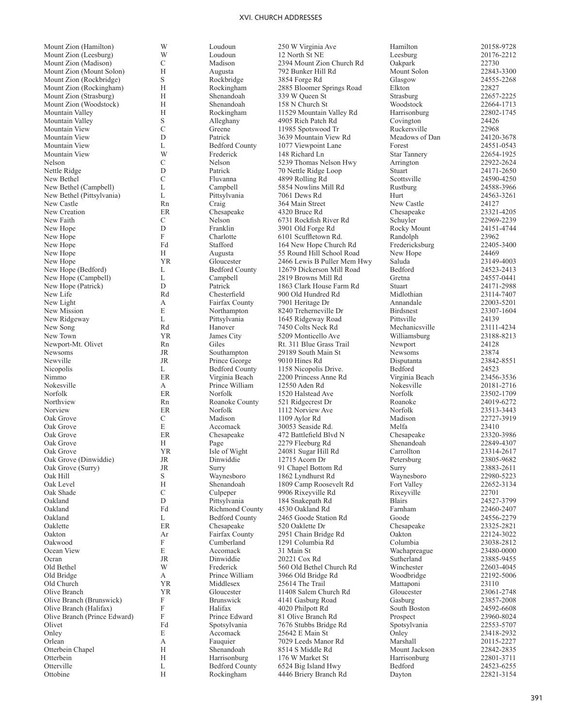| | | | | | |
|---|---|---|---|---|---|
| Mount Zion (Hamilton) | W | Loudoun | 250 W Virginia Ave | Hamilton | 20158-9728 |
| Mount Zion (Leesburg) | W | Loudoun | 12 North St NE | Leesburg | 20176-2212 |
| Mount Zion (Madison) | C | Madison | 2394 Mount Zion Church Rd | Oakpark | 22730 |
| Mount Zion (Mount Solon) | H | Augusta | 792 Bunker Hill Rd | Mount Solon | 22843-3300 |
| Mount Zion (Rockbridge) | S | Rockbridge | 3854 Forge Rd | Glasgow | 24555-2268 |
| Mount Zion (Rockingham) | H | Rockingham | 2885 Bloomer Springs Road | Elkton | 22827 |
| Mount Zion (Strasburg) | H | Shenandoah | 339 W Queen St | Strasburg | 22657-2225 |
| Mount Zion (Woodstock) | H | Shenandoah | 158 N Church St | Woodstock | 22664-1713 |
| Mountain Valley | H | Rockingham | 11529 Mountain Valley Rd | Harrisonburg | 22802-1745 |
| Mountain Valley | S | Alleghany | 4905 Rich Patch Rd | Covington | 24426 |
| Mountain View | C | Greene | 11985 Spotswood Tr | Ruckersville | 22968 |
| Mountain View | D | Patrick | 3639 Mountain View Rd | Meadows of Dan | 24120-3678 |
| Mountain View | L | Bedford County | 1077 Viewpoint Lane | Forest | 24551-0543 |
| Mountain View | W | Frederick | 148 Richard Ln | Star Tannery | 22654-1925 |
| Nelson | C | Nelson | 5239 Thomas Nelson Hwy | Arrington | 22922-2624 |
| Nettle Ridge | D | Patrick | 70 Nettle Ridge Loop | Stuart | 24171-2650 |
| New Bethel | C | Fluvanna | 4899 Rolling Rd | Scottsville | 24590-4250 |
| New Bethel (Campbell) | L | Campbell | 5854 Nowlins Mill Rd | Rustburg | 24588-3966 |
| New Bethel (Pittsylvania) | L | Pittsylvania | 7061 Dews Rd | Hurt | 24563-3261 |
| New Castle | Rn | Craig | 364 Main Street | New Castle | 24127 |
| New Creation | ER | Chesapeake | 4320 Bruce Rd | Chesapeake | 23321-4205 |
| New Faith | C | Nelson | 6731 Rockfish River Rd | Schuyler | 22969-2239 |
| New Hope | D | Franklin | 3901 Old Forge Rd | Rocky Mount | 24151-4744 |
| New Hope | F | Charlotte | 6101 Scuffletown Rd. | Randolph | 23962 |
| New Hope | Fd | Stafford | 164 New Hope Church Rd | Fredericksburg | 22405-3400 |
| New Hope | H | Augusta | 55 Round Hill School Road | New Hope | 24469 |
| New Hope | YR | Gloucester | 2466 Lewis B Puller Mem Hwy | Saluda | 23149-4003 |
| New Hope (Bedford) | L | Bedford County | 12679 Dickerson Mill Road | Bedford | 24523-2413 |
| New Hope (Campbell) | L | Campbell | 2819 Browns Mill Rd | Gretna | 24557-0441 |
| New Hope (Patrick) | D | Patrick | 1863 Clark House Farm Rd | Stuart | 24171-2988 |
| New Life | Rd | Chesterfield | 900 Old Hundred Rd | Midlothian | 23114-7407 |
| New Light | A | Fairfax County | 7901 Heritage Dr | Annandale | 22003-5201 |
| New Mission | E | Northampton | 8240 Treherneville Dr | Birdsnest | 23307-1604 |
| New Ridgeway | L | Pittsylvania | 1645 Ridgeway Road | Pittsville | 24139 |
| New Song | Rd | Hanover | 7450 Colts Neck Rd | Mechanicsville | 23111-4234 |
| New Town | YR | James City | 5209 Monticello Ave | Williamsburg | 23188-8213 |
| Newport-Mt. Olivet | Rn | Giles | Rt. 311 Blue Grass Trail | Newport | 24128 |
| Newsoms | JR | Southampton | 29189 South Main St | Newsoms | 23874 |
| Newville | JR | Prince George | 9010 Hines Rd | Disputanta | 23842-8551 |
| Nicopolis | L | Bedford County | 1158 Nicopolis Drive. | Bedford | 24523 |
| Nimmo | ER | Virginia Beach | 2200 Princess Anne Rd | Virginia Beach | 23456-3536 |
| Nokesville | A | Prince William | 12550 Aden Rd | Nokesville | 20181-2716 |
| Norfolk | ER | Norfolk | 1520 Halstead Ave | Norfolk | 23502-1709 |
| Northview | Rn | Roanoke County | 521 Ridgecrest Dr | Roanoke | 24019-6272 |
| Norview | ER | Norfolk | 1112 Norview Ave | Norfolk | 23513-3443 |
| Oak Grove | C | Madison | 1109 Aylor Rd | Madison | 22727-3919 |
| Oak Grove | E | Accomack | 30053 Seaside Rd. | Melfa | 23410 |
| Oak Grove | ER | Chesapeake | 472 Battlefield Blvd N | Chesapeake | 23320-3986 |
| Oak Grove | H | Page | 2279 Fleeburg Rd | Shenandoah | 22849-4307 |
| Oak Grove | YR | Isle of Wight | 24081 Sugar Hill Rd | Carrollton | 23314-2617 |
| Oak Grove (Dinwiddie) | JR | Dinwiddie | 12715 Acorn Dr | Petersburg | 23805-9682 |
| Oak Grove (Surry) | JR | Surry | 91 Chapel Bottom Rd | Surry | 23883-2611 |
| Oak Hill | S | Waynesboro | 1862 Lyndhurst Rd | Waynesboro | 22980-5223 |
| Oak Level | H | Shenandoah | 1809 Camp Roosevelt Rd | Fort Valley | 22652-3134 |
| Oak Shade | C | Culpeper | 9906 Rixeyville Rd | Rixeyville | 22701 |
| Oakland | D | Pittsylvania | 184 Snakepath Rd | Blairs | 24527-3799 |
| Oakland | Fd | Richmond County | 4530 Oakland Rd | Farnham | 22460-2407 |
| Oakland | L | Bedford County | 2465 Goode Station Rd | Goode | 24556-2279 |
| Oaklette | ER | Chesapeake | 520 Oaklette Dr | Chesapeake | 23325-2821 |
| Oakton | Ar | Fairfax County | 2951 Chain Bridge Rd | Oakton | 22124-3022 |
| Oakwood | F | Cumberland | 1291 Columbia Rd | Columbia | 23038-2812 |
| Ocean View | E | Accomack | 31 Main St | Wachapreague | 23480-0000 |
| Ocran | JR | Dinwiddie | 20221 Cox Rd | Sutherland | 23885-9455 |
| Old Bethel | W | Frederick | 560 Old Bethel Church Rd | Winchester | 22603-4045 |
| Old Bridge | A | Prince William | 3966 Old Bridge Rd | Woodbridge | 22192-5006 |
| Old Church | YR | Middlesex | 25614 The Trail | Mattaponi | 23110 |
| Olive Branch | YR | Gloucester | 11408 Salem Church Rd | Gloucester | 23061-2748 |
| Olive Branch (Brunswick) | F | Brunswick | 4141 Gasburg Road | Gasburg | 23857-2008 |
| Olive Branch (Halifax) | F | Halifax | 4020 Philpott Rd | South Boston | 24592-6608 |
| Olive Branch (Prince Edward) | F | Prince Edward | 81 Olive Branch Rd | Prospect | 23960-8024 |
| Olivet | Fd | Spotsylvania | 7676 Stubbs Bridge Rd | Spotsylvania | 22553-5707 |
| Onley | E | Accomack | 25642 E Main St | Onley | 23418-2932 |
| Orlean | A | Fauquier | 7029 Leeds Manor Rd | Marshall | 20115-2227 |
| Otterbein Chapel | H | Shenandoah | 8514 S Middle Rd | Mount Jackson | 22842-2835 |
| Otterbein | H | Harrisonburg | 176 W Market St | Harrisonburg | 22801-3711 |
| Otterville | L | Bedford County | 6524 Big Island Hwy | Bedford | 24523-6255 |
| Ottobine | H | Rockingham | 4446 Briery Branch Rd | Dayton | 22821-3154 |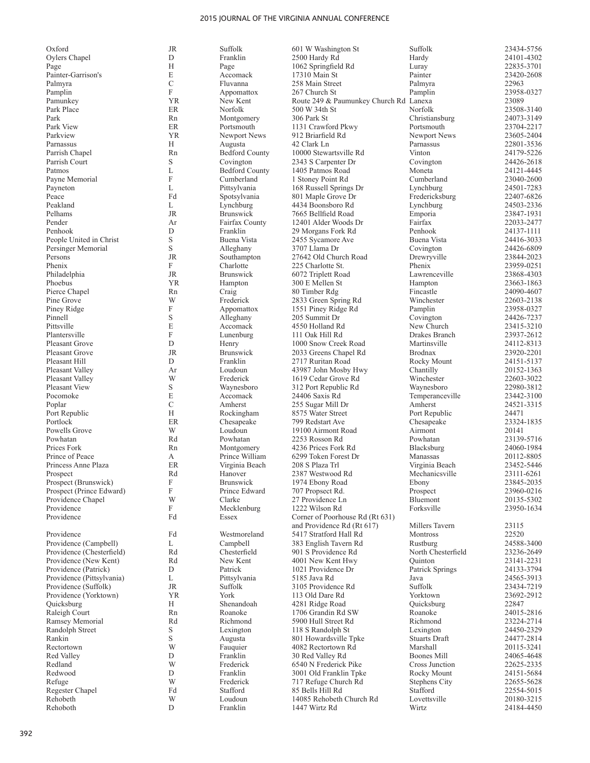| | | | | | |
|---|---|---|---|---|---|
| Oxford | JR | Suffolk | 601 W Washington St | Suffolk | 23434-5756 |
| Oylers Chapel | D | Franklin | 2500 Hardy Rd | Hardy | 24101-4302 |
| Page | H | Page | 1062 Springfield Rd | Luray | 22835-3701 |
| Painter-Garrison's | E | Accomack | 17310 Main St | Painter | 23420-2608 |
| Palmyra | C | Fluvanna | 258 Main Street | Palmyra | 22963 |
| Pamplin | F | Appomattox | 267 Church St | Pamplin | 23958-0327 |
| Pamunkey | YR | New Kent | Route 249 & Paumunkey Church Rd | Lanexa | 23089 |
| Park Place | ER | Norfolk | 500 W 34th St | Norfolk | 23508-3140 |
| Park | Rn | Montgomery | 306 Park St | Christiansburg | 24073-3149 |
| Park View | ER | Portsmouth | 1131 Crawford Pkwy | Portsmouth | 23704-2217 |
| Parkview | YR | Newport News | 912 Briarfield Rd | Newport News | 23605-2404 |
| Parnassus | H | Augusta | 42 Clark Ln | Parnassus | 22801-3536 |
| Parrish Chapel | Rn | Bedford County | 10000 Stewartsville Rd | Vinton | 24179-5226 |
| Parrish Court | S | Covington | 2343 S Carpenter Dr | Covington | 24426-2618 |
| Patmos | L | Bedford County | 1405 Patmos Road | Moneta | 24121-4445 |
| Payne Memorial | F | Cumberland | 1 Stoney Point Rd | Cumberland | 23040-2600 |
| Payneton | L | Pittsylvania | 168 Russell Springs Dr | Lynchburg | 24501-7283 |
| Peace | Fd | Spotsylvania | 801 Maple Grove Dr | Fredericksburg | 22407-6826 |
| Peakland | L | Lynchburg | 4434 Boonsboro Rd | Lynchburg | 24503-2336 |
| Pelhams | JR | Brunswick | 7665 Bellfield Road | Emporia | 23847-1931 |
| Pender | Ar | Fairfax County | 12401 Alder Woods Dr | Fairfax | 22033-2477 |
| Penhook | D | Franklin | 29 Morgans Fork Rd | Penhook | 24137-1111 |
| People United in Christ | S | Buena Vista | 2455 Sycamore Ave | Buena Vista | 24416-3033 |
| Persinger Memorial | S | Alleghany | 3707 Llama Dr | Covington | 24426-6809 |
| Persons | JR | Southampton | 27642 Old Church Road | Drewryville | 23844-2023 |
| Phenix | F | Charlotte | 225 Charlotte St. | Phenix | 23959-0251 |
| Philadelphia | JR | Brunswick | 6072 Triplett Road | Lawrenceville | 23868-4303 |
| Phoebus | YR | Hampton | 300 E Mellen St | Hampton | 23663-1863 |
| Pierce Chapel | Rn | Craig | 80 Timber Rdg | Fincastle | 24090-4607 |
| Pine Grove | W | Frederick | 2833 Green Spring Rd | Winchester | 22603-2138 |
| Piney Ridge | F | Appomattox | 1551 Piney Ridge Rd | Pamplin | 23958-0327 |
| Pinnell | S | Alleghany | 205 Summit Dr | Covington | 24426-7237 |
| Pittsville | E | Accomack | 4550 Holland Rd | New Church | 23415-3210 |
| Plantersville | F | Lunenburg | 111 Oak Hill Rd | Drakes Branch | 23937-2612 |
| Pleasant Grove | D | Henry | 1000 Snow Creek Road | Martinsville | 24112-8313 |
| Pleasant Grove | JR | Brunswick | 2033 Greens Chapel Rd | Brodnax | 23920-2201 |
| Pleasant Hill | D | Franklin | 2717 Ruritan Road | Rocky Mount | 24151-5137 |
| Pleasant Valley | Ar | Loudoun | 43987 John Mosby Hwy | Chantilly | 20152-1363 |
| Pleasant Valley | W | Frederick | 1619 Cedar Grove Rd | Winchester | 22603-3022 |
| Pleasant View | S | Waynesboro | 312 Port Republic Rd | Waynesboro | 22980-3812 |
| Pocomoke | E | Accomack | 24406 Saxis Rd | Temperanceville | 23442-3100 |
| Poplar | C | Amherst | 255 Sugar Mill Dr | Amherst | 24521-3315 |
| Port Republic | H | Rockingham | 8575 Water Street | Port Republic | 24471 |
| Portlock | ER | Chesapeake | 799 Redstart Ave | Chesapeake | 23324-1835 |
| Powells Grove | W | Loudoun | 19100 Airmont Road | Airmont | 20141 |
| Powhatan | Rd | Powhatan | 2253 Rosson Rd | Powhatan | 23139-5716 |
| Prices Fork | Rn | Montgomery | 4236 Prices Fork Rd | Blacksburg | 24060-1984 |
| Prince of Peace | A | Prince William | 6299 Token Forest Dr | Manassas | 20112-8805 |
| Princess Anne Plaza | ER | Virginia Beach | 208 S Plaza Trl | Virginia Beach | 23452-5446 |
| Prospect | Rd | Hanover | 2387 Westwood Rd | Mechanicsville | 23111-6261 |
| Prospect (Brunswick) | F | Brunswick | 1974 Ebony Road | Ebony | 23845-2035 |
| Prospect (Prince Edward) | F | Prince Edward | 707 Propsect Rd. | Prospect | 23960-0216 |
| Providence Chapel | W | Clarke | 27 Providence Ln | Bluemont | 20135-5302 |
| Providence | F | Mecklenburg | 1222 Wilson Rd | Forksville | 23950-1634 |
| Providence | Fd | Essex | Corner of Poorhouse Rd (Rt 631) and Providence Rd (Rt 617) | Millers Tavern | 23115 |
| Providence | Fd | Westmoreland | 5417 Stratford Hall Rd | Montross | 22520 |
| Providence (Campbell) | L | Campbell | 383 English Tavern Rd | Rustburg | 24588-3400 |
| Providence (Chesterfield) | Rd | Chesterfield | 901 S Providence Rd | North Chesterfield | 23236-2649 |
| Providence (New Kent) | Rd | New Kent | 4001 New Kent Hwy | Quinton | 23141-2231 |
| Providence (Patrick) | D | Patrick | 1021 Providence Dr | Patrick Springs | 24133-3794 |
| Providence (Pittsylvania) | L | Pittsylvania | 5185 Java Rd | Java | 24565-3913 |
| Providence (Suffolk) | JR | Suffolk | 3105 Providence Rd | Suffolk | 23434-7219 |
| Providence (Yorktown) | YR | York | 113 Old Dare Rd | Yorktown | 23692-2912 |
| Quicksburg | H | Shenandoah | 4281 Ridge Road | Quicksburg | 22847 |
| Raleigh Court | Rn | Roanoke | 1706 Grandin Rd SW | Roanoke | 24015-2816 |
| Ramsey Memorial | Rd | Richmond | 5900 Hull Street Rd | Richmond | 23224-2714 |
| Randolph Street | S | Lexington | 118 S Randolph St | Lexington | 24450-2329 |
| Rankin | S | Augusta | 801 Howardsville Tpke | Stuarts Draft | 24477-2814 |
| Rectortown | W | Fauquier | 4082 Rectortown Rd | Marshall | 20115-3241 |
| Red Valley | D | Franklin | 30 Red Valley Rd | Boones Mill | 24065-4648 |
| Redland | W | Frederick | 6540 N Frederick Pike | Cross Junction | 22625-2335 |
| Redwood | D | Franklin | 3001 Old Franklin Tpke | Rocky Mount | 24151-5684 |
| Refuge | W | Frederick | 717 Refuge Church Rd | Stephens City | 22655-5628 |
| Regester Chapel | Fd | Stafford | 85 Bells Hill Rd | Stafford | 22554-5015 |
| Rehobeth | W | Loudoun | 14085 Rehobeth Church Rd | Lovettsville | 20180-3215 |
| Rehoboth | D | Franklin | 1447 Wirtz Rd | Wirtz | 24184-4450 |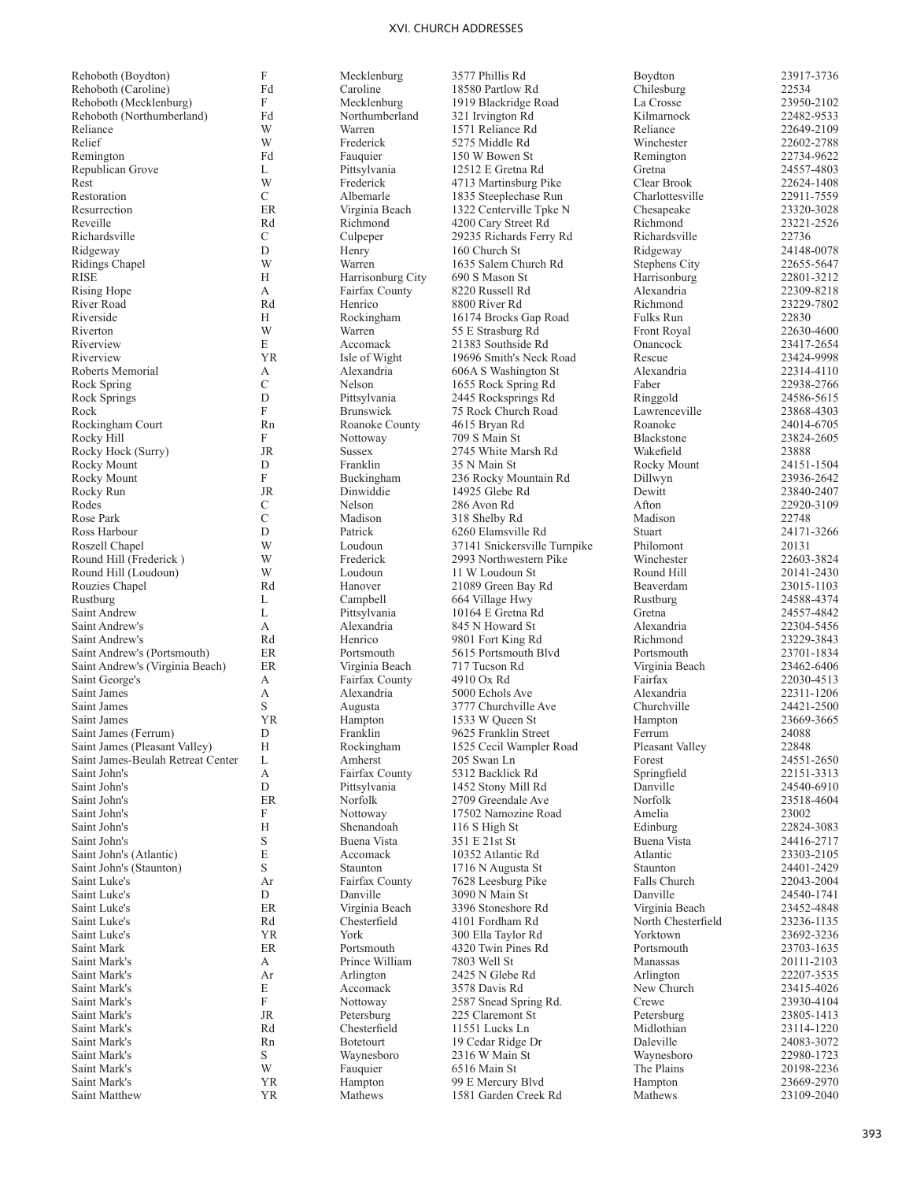| | | | | | |
|---|---|---|---|---|---|
| Rehoboth (Boydton) | F | Mecklenburg | 3577 Phillis Rd | Boydton | 23917-3736 |
| Rehoboth (Caroline) | Fd | Caroline | 18580 Partlow Rd | Chilesburg | 22534 |
| Rehoboth (Mecklenburg) | F | Mecklenburg | 1919 Blackridge Road | La Crosse | 23950-2102 |
| Rehoboth (Northumberland) | Fd | Northumberland | 321 Irvington Rd | Kilmarnock | 22482-9533 |
| Reliance | W | Warren | 1571 Reliance Rd | Reliance | 22649-2109 |
| Relief | W | Frederick | 5275 Middle Rd | Winchester | 22602-2788 |
| Remington | Fd | Fauquier | 150 W Bowen St | Remington | 22734-9622 |
| Republican Grove | L | Pittsylvania | 12512 E Gretna Rd | Gretna | 24557-4803 |
| Rest | W | Frederick | 4713 Martinsburg Pike | Clear Brook | 22624-1408 |
| Restoration | C | Albemarle | 1835 Steeplechase Run | Charlottesville | 22911-7559 |
| Resurrection | ER | Virginia Beach | 1322 Centerville Tpke N | Chesapeake | 23320-3028 |
| Reveille | Rd | Richmond | 4200 Cary Street Rd | Richmond | 23221-2526 |
| Richardsville | C | Culpeper | 29235 Richards Ferry Rd | Richardsville | 22736 |
| Ridgeway | D | Henry | 160 Church St | Ridgeway | 24148-0078 |
| Ridings Chapel | W | Warren | 1635 Salem Church Rd | Stephens City | 22655-5647 |
| RISE | H | Harrisonburg City | 690 S Mason St | Harrisonburg | 22801-3212 |
| Rising Hope | A | Fairfax County | 8220 Russell Rd | Alexandria | 22309-8218 |
| River Road | Rd | Henrico | 8800 River Rd | Richmond | 23229-7802 |
| Riverside | H | Rockingham | 16174 Brocks Gap Road | Fulks Run | 22830 |
| Riverton | W | Warren | 55 E Strasburg Rd | Front Royal | 22630-4600 |
| Riverview | E | Accomack | 21383 Southside Rd | Onancock | 23417-2654 |
| Riverview | YR | Isle of Wight | 19696 Smith's Neck Road | Rescue | 23424-9998 |
| Roberts Memorial | A | Alexandria | 606A S Washington St | Alexandria | 22314-4110 |
| Rock Spring | C | Nelson | 1655 Rock Spring Rd | Faber | 22938-2766 |
| Rock Springs | D | Pittsylvania | 2445 Rocksprings Rd | Ringgold | 24586-5615 |
| Rock | F | Brunswick | 75 Rock Church Road | Lawrenceville | 23868-4303 |
| Rockingham Court | Rn | Roanoke County | 4615 Bryan Rd | Roanoke | 24014-6705 |
| Rocky Hill | F | Nottoway | 709 S Main St | Blackstone | 23824-2605 |
| Rocky Hock (Surry) | JR | Sussex | 2745 White Marsh Rd | Wakefield | 23888 |
| Rocky Mount | D | Franklin | 35 N Main St | Rocky Mount | 24151-1504 |
| Rocky Mount | F | Buckingham | 236 Rocky Mountain Rd | Dillwyn | 23936-2642 |
| Rocky Run | JR | Dinwiddie | 14925 Glebe Rd | Dewitt | 23840-2407 |
| Rodes | C | Nelson | 286 Avon Rd | Afton | 22920-3109 |
| Rose Park | C | Madison | 318 Shelby Rd | Madison | 22748 |
| Ross Harbour | D | Patrick | 6260 Elamsville Rd | Stuart | 24171-3266 |
| Roszell Chapel | W | Loudoun | 37141 Snickersville Turnpike | Philomont | 20131 |
| Round Hill (Frederick ) | W | Frederick | 2993 Northwestern Pike | Winchester | 22603-3824 |
| Round Hill (Loudoun) | W | Loudoun | 11 W Loudoun St | Round Hill | 20141-2430 |
| Rouzies Chapel | Rd | Hanover | 21089 Green Bay Rd | Beaverdam | 23015-1103 |
| Rustburg | L | Campbell | 664 Village Hwy | Rustburg | 24588-4374 |
| Saint Andrew | L | Pittsylvania | 10164 E Gretna Rd | Gretna | 24557-4842 |
| Saint Andrew's | A | Alexandria | 845 N Howard St | Alexandria | 22304-5456 |
| Saint Andrew's | Rd | Henrico | 9801 Fort King Rd | Richmond | 23229-3843 |
| Saint Andrew's (Portsmouth) | ER | Portsmouth | 5615 Portsmouth Blvd | Portsmouth | 23701-1834 |
| Saint Andrew's (Virginia Beach) | ER | Virginia Beach | 717 Tucson Rd | Virginia Beach | 23462-6406 |
| Saint George's | A | Fairfax County | 4910 Ox Rd | Fairfax | 22030-4513 |
| Saint James | A | Alexandria | 5000 Echols Ave | Alexandria | 22311-1206 |
| Saint James | S | Augusta | 3777 Churchville Ave | Churchville | 24421-2500 |
| Saint James | YR | Hampton | 1533 W Queen St | Hampton | 23669-3665 |
| Saint James (Ferrum) | D | Franklin | 9625 Franklin Street | Ferrum | 24088 |
| Saint James (Pleasant Valley) | H | Rockingham | 1525 Cecil Wampler Road | Pleasant Valley | 22848 |
| Saint James-Beulah Retreat Center | L | Amherst | 205 Swan Ln | Forest | 24551-2650 |
| Saint John's | A | Fairfax County | 5312 Backlick Rd | Springfield | 22151-3313 |
| Saint John's | D | Pittsylvania | 1452 Stony Mill Rd | Danville | 24540-6910 |
| Saint John's | ER | Norfolk | 2709 Greendale Ave | Norfolk | 23518-4604 |
| Saint John's | F | Nottoway | 17502 Namozine Road | Amelia | 23002 |
| Saint John's | H | Shenandoah | 116 S High St | Edinburg | 22824-3083 |
| Saint John's | S | Buena Vista | 351 E 21st St | Buena Vista | 24416-2717 |
| Saint John's (Atlantic) | E | Accomack | 10352 Atlantic Rd | Atlantic | 23303-2105 |
| Saint John's (Staunton) | S | Staunton | 1716 N Augusta St | Staunton | 24401-2429 |
| Saint Luke's | Ar | Fairfax County | 7628 Leesburg Pike | Falls Church | 22043-2004 |
| Saint Luke's | D | Danville | 3090 N Main St | Danville | 24540-1741 |
| Saint Luke's | ER | Virginia Beach | 3396 Stoneshore Rd | Virginia Beach | 23452-4848 |
| Saint Luke's | Rd | Chesterfield | 4101 Fordham Rd | North Chesterfield | 23236-1135 |
| Saint Luke's | YR | York | 300 Ella Taylor Rd | Yorktown | 23692-3236 |
| Saint Mark | ER | Portsmouth | 4320 Twin Pines Rd | Portsmouth | 23703-1635 |
| Saint Mark's | A | Prince William | 7803 Well St | Manassas | 20111-2103 |
| Saint Mark's | Ar | Arlington | 2425 N Glebe Rd | Arlington | 22207-3535 |
| Saint Mark's | E | Accomack | 3578 Davis Rd | New Church | 23415-4026 |
| Saint Mark's | F | Nottoway | 2587 Snead Spring Rd. | Crewe | 23930-4104 |
| Saint Mark's | JR | Petersburg | 225 Claremont St | Petersburg | 23805-1413 |
| Saint Mark's | Rd | Chesterfield | 11551 Lucks Ln | Midlothian | 23114-1220 |
| Saint Mark's | Rn | Botetourt | 19 Cedar Ridge Dr | Daleville | 24083-3072 |
| Saint Mark's | S | Waynesboro | 2316 W Main St | Waynesboro | 22980-1723 |
| Saint Mark's | W | Fauquier | 6516 Main St | The Plains | 20198-2236 |
| Saint Mark's | YR | Hampton | 99 E Mercury Blvd | Hampton | 23669-2970 |
| Saint Matthew | YR | Mathews | 1581 Garden Creek Rd | Mathews | 23109-2040 |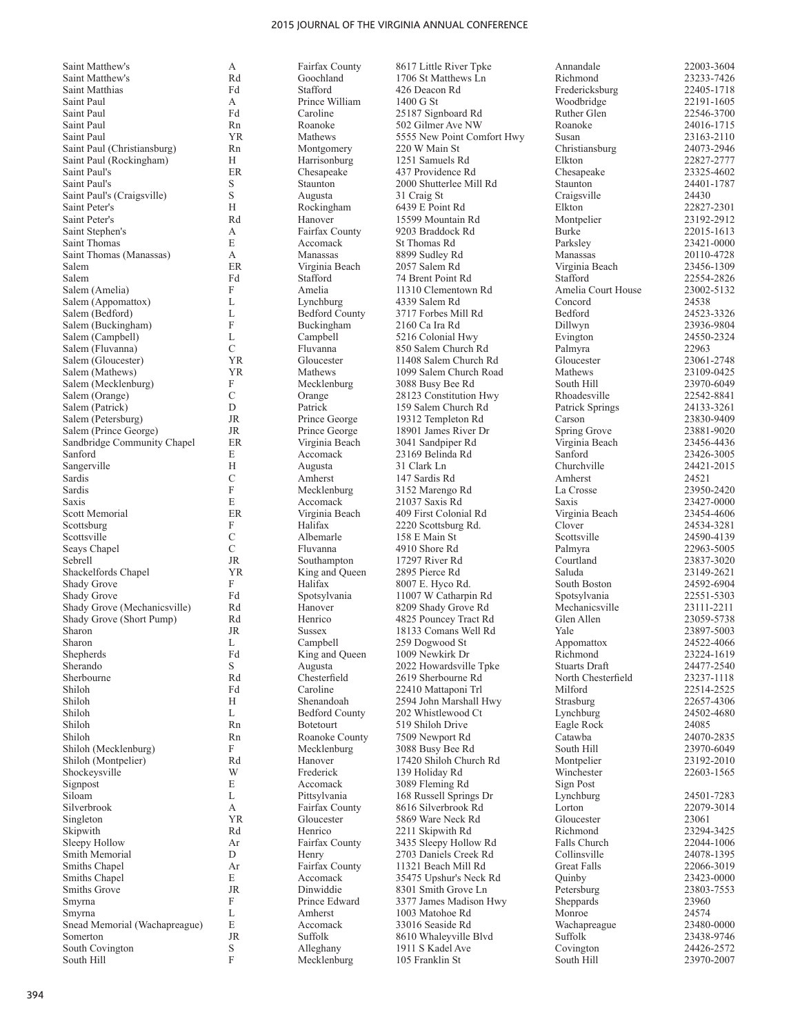| | | | | | |
|---|---|---|---|---|---|
| Saint Matthew's | A | Fairfax County | 8617 Little River Tpke | Annandale | 22003-3604 |
| Saint Matthew's | Rd | Goochland | 1706 St Matthews Ln | Richmond | 23233-7426 |
| Saint Matthias | Fd | Stafford | 426 Deacon Rd | Fredericksburg | 22405-1718 |
| Saint Paul | A | Prince William | 1400 G St | Woodbridge | 22191-1605 |
| Saint Paul | Fd | Caroline | 25187 Signboard Rd | Ruther Glen | 22546-3700 |
| Saint Paul | Rn | Roanoke | 502 Gilmer Ave NW | Roanoke | 24016-1715 |
| Saint Paul | YR | Mathews | 5555 New Point Comfort Hwy | Susan | 23163-2110 |
| Saint Paul (Christiansburg) | Rn | Montgomery | 220 W Main St | Christiansburg | 24073-2946 |
| Saint Paul (Rockingham) | H | Harrisonburg | 1251 Samuels Rd | Elkton | 22827-2777 |
| Saint Paul's | ER | Chesapeake | 437 Providence Rd | Chesapeake | 23325-4602 |
| Saint Paul's | S | Staunton | 2000 Shutterlee Mill Rd | Staunton | 24401-1787 |
| Saint Paul's (Craigsville) | S | Augusta | 31 Craig St | Craigsville | 24430 |
| Saint Peter's | H | Rockingham | 6439 E Point Rd | Elkton | 22827-2301 |
| Saint Peter's | Rd | Hanover | 15599 Mountain Rd | Montpelier | 23192-2912 |
| Saint Stephen's | A | Fairfax County | 9203 Braddock Rd | Burke | 22015-1613 |
| Saint Thomas | E | Accomack | St Thomas Rd | Parksley | 23421-0000 |
| Saint Thomas (Manassas) | A | Manassas | 8899 Sudley Rd | Manassas | 20110-4728 |
| Salem | ER | Virginia Beach | 2057 Salem Rd | Virginia Beach | 23456-1309 |
| Salem | Fd | Stafford | 74 Brent Point Rd | Stafford | 22554-2826 |
| Salem (Amelia) | F | Amelia | 11310 Clementown Rd | Amelia Court House | 23002-5132 |
| Salem (Appomattox) | L | Lynchburg | 4339 Salem Rd | Concord | 24538 |
| Salem (Bedford) | L | Bedford County | 3717 Forbes Mill Rd | Bedford | 24523-3326 |
| Salem (Buckingham) | F | Buckingham | 2160 Ca Ira Rd | Dillwyn | 23936-9804 |
| Salem (Campbell) | L | Campbell | 5216 Colonial Hwy | Evington | 24550-2324 |
| Salem (Fluvanna) | C | Fluvanna | 850 Salem Church Rd | Palmyra | 22963 |
| Salem (Gloucester) | YR | Gloucester | 11408 Salem Church Rd | Gloucester | 23061-2748 |
| Salem (Mathews) | YR | Mathews | 1099 Salem Church Road | Mathews | 23109-0425 |
| Salem (Mecklenburg) | F | Mecklenburg | 3088 Busy Bee Rd | South Hill | 23970-6049 |
| Salem (Orange) | C | Orange | 28123 Constitution Hwy | Rhoadesville | 22542-8841 |
| Salem (Patrick) | D | Patrick | 159 Salem Church Rd | Patrick Springs | 24133-3261 |
| Salem (Petersburg) | JR | Prince George | 19312 Templeton Rd | Carson | 23830-9409 |
| Salem (Prince George) | JR | Prince George | 18901 James River Dr | Spring Grove | 23881-9020 |
| Sandbridge Community Chapel | ER | Virginia Beach | 3041 Sandpiper Rd | Virginia Beach | 23456-4436 |
| Sanford | E | Accomack | 23169 Belinda Rd | Sanford | 23426-3005 |
| Sangerville | H | Augusta | 31 Clark Ln | Churchville | 24421-2015 |
| Sardis | C | Amherst | 147 Sardis Rd | Amherst | 24521 |
| Sardis | F | Mecklenburg | 3152 Marengo Rd | La Crosse | 23950-2420 |
| Saxis | E | Accomack | 21037 Saxis Rd | Saxis | 23427-0000 |
| Scott Memorial | ER | Virginia Beach | 409 First Colonial Rd | Virginia Beach | 23454-4606 |
| Scottsburg | F | Halifax | 2220 Scottsburg Rd. | Clover | 24534-3281 |
| Scottsville | C | Albemarle | 158 E Main St | Scottsville | 24590-4139 |
| Seays Chapel | C | Fluvanna | 4910 Shore Rd | Palmyra | 22963-5005 |
| Sebrell | JR | Southampton | 17297 River Rd | Courtland | 23837-3020 |
| Shackelfords Chapel | YR | King and Queen | 2895 Pierce Rd | Saluda | 23149-2621 |
| Shady Grove | F | Halifax | 8007 E. Hyco Rd. | South Boston | 24592-6904 |
| Shady Grove | Fd | Spotsylvania | 11007 W Catharpin Rd | Spotsylvania | 22551-5303 |
| Shady Grove (Mechanicsville) | Rd | Hanover | 8209 Shady Grove Rd | Mechanicsville | 23111-2211 |
| Shady Grove (Short Pump) | Rd | Henrico | 4825 Pouncey Tract Rd | Glen Allen | 23059-5738 |
| Sharon | JR | Sussex | 18133 Comans Well Rd | Yale | 23897-5003 |
| Sharon | L | Campbell | 259 Dogwood St | Appomattox | 24522-4066 |
| Shepherds | Fd | King and Queen | 1009 Newkirk Dr | Richmond | 23224-1619 |
| Sherando | S | Augusta | 2022 Howardsville Tpke | Stuarts Draft | 24477-2540 |
| Sherbourne | Rd | Chesterfield | 2619 Sherbourne Rd | North Chesterfield | 23237-1118 |
| Shiloh | Fd | Caroline | 22410 Mattaponi Trl | Milford | 22514-2525 |
| Shiloh | H | Shenandoah | 2594 John Marshall Hwy | Strasburg | 22657-4306 |
| Shiloh | L | Bedford County | 202 Whistlewood Ct | Lynchburg | 24502-4680 |
| Shiloh | Rn | Botetourt | 519 Shiloh Drive | Eagle Rock | 24085 |
| Shiloh | Rn | Roanoke County | 7509 Newport Rd | Catawba | 24070-2835 |
| Shiloh (Mecklenburg) | F | Mecklenburg | 3088 Busy Bee Rd | South Hill | 23970-6049 |
| Shiloh (Montpelier) | Rd | Hanover | 17420 Shiloh Church Rd | Montpelier | 23192-2010 |
| Shockeysville | W | Frederick | 139 Holiday Rd | Winchester | 22603-1565 |
| Signpost | E | Accomack | 3089 Fleming Rd | Sign Post | |
| Siloam | L | Pittsylvania | 168 Russell Springs Dr | Lynchburg | 24501-7283 |
| Silverbrook | A | Fairfax County | 8616 Silverbrook Rd | Lorton | 22079-3014 |
| Singleton | YR | Gloucester | 5869 Ware Neck Rd | Gloucester | 23061 |
| Skipwith | Rd | Henrico | 2211 Skipwith Rd | Richmond | 23294-3425 |
| Sleepy Hollow | Ar | Fairfax County | 3435 Sleepy Hollow Rd | Falls Church | 22044-1006 |
| Smith Memorial | D | Henry | 2703 Daniels Creek Rd | Collinsville | 24078-1395 |
| Smiths Chapel | Ar | Fairfax County | 11321 Beach Mill Rd | Great Falls | 22066-3019 |
| Smiths Chapel | E | Accomack | 35475 Upshur's Neck Rd | Quinby | 23423-0000 |
| Smiths Grove | JR | Dinwiddie | 8301 Smith Grove Ln | Petersburg | 23803-7553 |
| Smyrna | F | Prince Edward | 3377 James Madison Hwy | Sheppards | 23960 |
| Smyrna | L | Amherst | 1003 Matohoe Rd | Monroe | 24574 |
| Snead Memorial (Wachapreague) | E | Accomack | 33016 Seaside Rd | Wachapreague | 23480-0000 |
| Somerton | JR | Suffolk | 8610 Whaleyville Blvd | Suffolk | 23438-9746 |
| South Covington | S | Alleghany | 1911 S Kadel Ave | Covington | 24426-2572 |
| South Hill | F | Mecklenburg | 105 Franklin St | South Hill | 23970-2007 |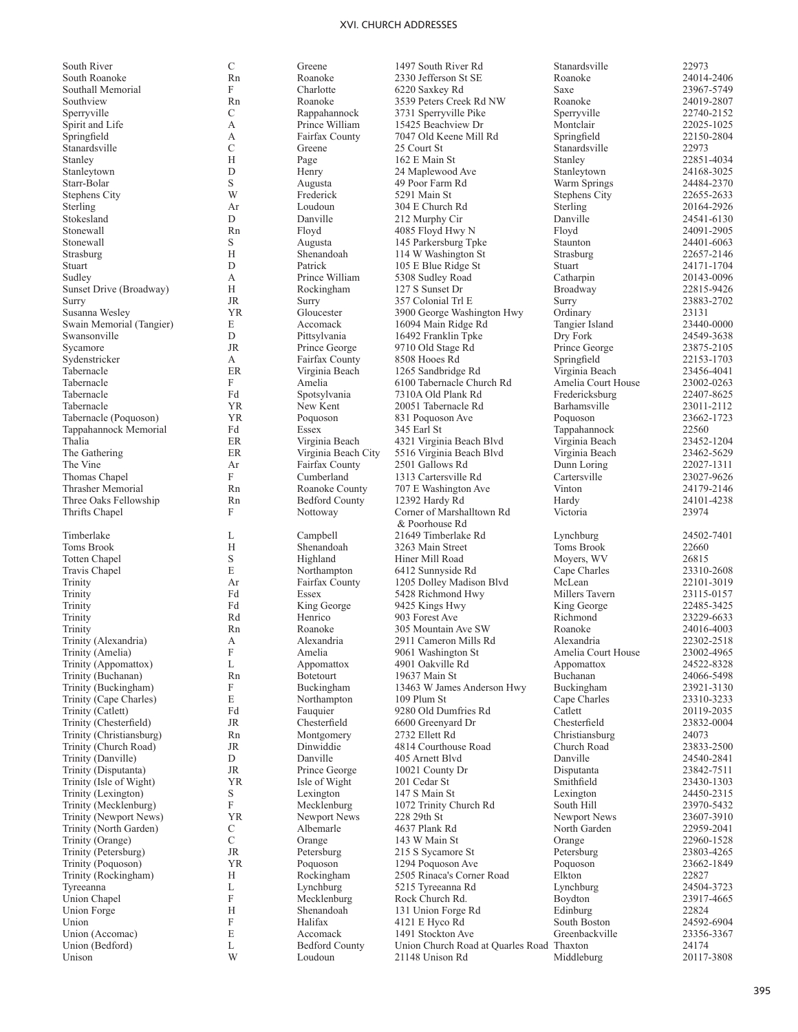## XVI. CHURCH ADDRESSES

| | | | | | |
|---|---|---|---|---|---|
| South River | C | Greene | 1497 South River Rd | Stanardsville | 22973 |
| South Roanoke | Rn | Roanoke | 2330 Jefferson St SE | Roanoke | 24014-2406 |
| Southall Memorial | F | Charlotte | 6220 Saxkey Rd | Saxe | 23967-5749 |
| Southview | Rn | Roanoke | 3539 Peters Creek Rd NW | Roanoke | 24019-2807 |
| Sperryville | C | Rappahannock | 3731 Sperryville Pike | Sperryville | 22740-2152 |
| Spirit and Life | A | Prince William | 15425 Beachview Dr | Montclair | 22025-1025 |
| Springfield | A | Fairfax County | 7047 Old Keene Mill Rd | Springfield | 22150-2804 |
| Stanardsville | C | Greene | 25 Court St | Stanardsville | 22973 |
| Stanley | H | Page | 162 E Main St | Stanley | 22851-4034 |
| Stanleytown | D | Henry | 24 Maplewood Ave | Stanleytown | 24168-3025 |
| Starr-Bolar | S | Augusta | 49 Poor Farm Rd | Warm Springs | 24484-2370 |
| Stephens City | W | Frederick | 5291 Main St | Stephens City | 22655-2633 |
| Sterling | Ar | Loudoun | 304 E Church Rd | Sterling | 20164-2926 |
| Stokesland | D | Danville | 212 Murphy Cir | Danville | 24541-6130 |
| Stonewall | Rn | Floyd | 4085 Floyd Hwy N | Floyd | 24091-2905 |
| Stonewall | S | Augusta | 145 Parkersburg Tpke | Staunton | 24401-6063 |
| Strasburg | H | Shenandoah | 114 W Washington St | Strasburg | 22657-2146 |
| Stuart | D | Patrick | 105 E Blue Ridge St | Stuart | 24171-1704 |
| Sudley | A | Prince William | 5308 Sudley Road | Catharpin | 20143-0096 |
| Sunset Drive (Broadway) | H | Rockingham | 127 S Sunset Dr | Broadway | 22815-9426 |
| Surry | JR | Surry | 357 Colonial Trl E | Surry | 23883-2702 |
| Susanna Wesley | YR | Gloucester | 3900 George Washington Hwy | Ordinary | 23131 |
| Swain Memorial (Tangier) | E | Accomack | 16094 Main Ridge Rd | Tangier Island | 23440-0000 |
| Swansonville | D | Pittsylvania | 16492 Franklin Tpke | Dry Fork | 24549-3638 |
| Sycamore | JR | Prince George | 9710 Old Stage Rd | Prince George | 23875-2105 |
| Sydenstricker | A | Fairfax County | 8508 Hooes Rd | Springfield | 22153-1703 |
| Tabernacle | ER | Virginia Beach | 1265 Sandbridge Rd | Virginia Beach | 23456-4041 |
| Tabernacle | F | Amelia | 6100 Tabernacle Church Rd | Amelia Court House | 23002-0263 |
| Tabernacle | Fd | Spotsylvania | 7310A Old Plank Rd | Fredericksburg | 22407-8625 |
| Tabernacle | YR | New Kent | 20051 Tabernacle Rd | Barhamsville | 23011-2112 |
| Tabernacle (Poquoson) | YR | Poquoson | 831 Poquoson Ave | Poquoson | 23662-1723 |
| Tappahannock Memorial | Fd | Essex | 345 Earl St | Tappahannock | 22560 |
| Thalia | ER | Virginia Beach | 4321 Virginia Beach Blvd | Virginia Beach | 23452-1204 |
| The Gathering | ER | Virginia Beach City | 5516 Virginia Beach Blvd | Virginia Beach | 23462-5629 |
| The Vine | Ar | Fairfax County | 2501 Gallows Rd | Dunn Loring | 22027-1311 |
| Thomas Chapel | F | Cumberland | 1313 Cartersville Rd | Cartersville | 23027-9626 |
| Thrasher Memorial | Rn | Roanoke County | 707 E Washington Ave | Vinton | 24179-2146 |
| Three Oaks Fellowship | Rn | Bedford County | 12392 Hardy Rd | Hardy | 24101-4238 |
| Thrifts Chapel | F | Nottoway | Corner of Marshalltown Rd & Poorhouse Rd | Victoria | 23974 |
| Timberlake | L | Campbell | 21649 Timberlake Rd | Lynchburg | 24502-7401 |
| Toms Brook | H | Shenandoah | 3263 Main Street | Toms Brook | 22660 |
| Totten Chapel | S | Highland | Hiner Mill Road | Moyers, WV | 26815 |
| Travis Chapel | E | Northampton | 6412 Sunnyside Rd | Cape Charles | 23310-2608 |
| Trinity | Ar | Fairfax County | 1205 Dolley Madison Blvd | McLean | 22101-3019 |
| Trinity | Fd | Essex | 5428 Richmond Hwy | Millers Tavern | 23115-0157 |
| Trinity | Fd | King George | 9425 Kings Hwy | King George | 22485-3425 |
| Trinity | Rd | Henrico | 903 Forest Ave | Richmond | 23229-6633 |
| Trinity | Rn | Roanoke | 305 Mountain Ave SW | Roanoke | 24016-4003 |
| Trinity (Alexandria) | A | Alexandria | 2911 Cameron Mills Rd | Alexandria | 22302-2518 |
| Trinity (Amelia) | F | Amelia | 9061 Washington St | Amelia Court House | 23002-4965 |
| Trinity (Appomattox) | L | Appomattox | 4901 Oakville Rd | Appomattox | 24522-8328 |
| Trinity (Buchanan) | Rn | Botetourt | 19637 Main St | Buchanan | 24066-5498 |
| Trinity (Buckingham) | F | Buckingham | 13463 W James Anderson Hwy | Buckingham | 23921-3130 |
| Trinity (Cape Charles) | E | Northampton | 109 Plum St | Cape Charles | 23310-3233 |
| Trinity (Catlett) | Fd | Fauquier | 9280 Old Dumfries Rd | Catlett | 20119-2035 |
| Trinity (Chesterfield) | JR | Chesterfield | 6600 Greenyard Dr | Chesterfield | 23832-0004 |
| Trinity (Christiansburg) | Rn | Montgomery | 2732 Ellett Rd | Christiansburg | 24073 |
| Trinity (Church Road) | JR | Dinwiddie | 4814 Courthouse Road | Church Road | 23833-2500 |
| Trinity (Danville) | D | Danville | 405 Arnett Blvd | Danville | 24540-2841 |
| Trinity (Disputanta) | JR | Prince George | 10021 County Dr | Disputanta | 23842-7511 |
| Trinity (Isle of Wight) | YR | Isle of Wight | 201 Cedar St | Smithfield | 23430-1303 |
| Trinity (Lexington) | S | Lexington | 147 S Main St | Lexington | 24450-2315 |
| Trinity (Mecklenburg) | F | Mecklenburg | 1072 Trinity Church Rd | South Hill | 23970-5432 |
| Trinity (Newport News) | YR | Newport News | 228 29th St | Newport News | 23607-3910 |
| Trinity (North Garden) | C | Albemarle | 4637 Plank Rd | North Garden | 22959-2041 |
| Trinity (Orange) | C | Orange | 143 W Main St | Orange | 22960-1528 |
| Trinity (Petersburg) | JR | Petersburg | 215 S Sycamore St | Petersburg | 23803-4265 |
| Trinity (Poquoson) | YR | Poquoson | 1294 Poquoson Ave | Poquoson | 23662-1849 |
| Trinity (Rockingham) | H | Rockingham | 2505 Rinaca's Corner Road | Elkton | 22827 |
| Tyreeanna | L | Lynchburg | 5215 Tyreeanna Rd | Lynchburg | 24504-3723 |
| Union Chapel | F | Mecklenburg | Rock Church Rd. | Boydton | 23917-4665 |
| Union Forge | H | Shenandoah | 131 Union Forge Rd | Edinburg | 22824 |
| Union | F | Halifax | 4121 E Hyco Rd | South Boston | 24592-6904 |
| Union (Accomac) | E | Accomack | 1491 Stockton Ave | Greenbackville | 23356-3367 |
| Union (Bedford) | L | Bedford County | Union Church Road at Quarles Road | Thaxton | 24174 |
| Unison | W | Loudoun | 21148 Unison Rd | Middleburg | 20117-3808 |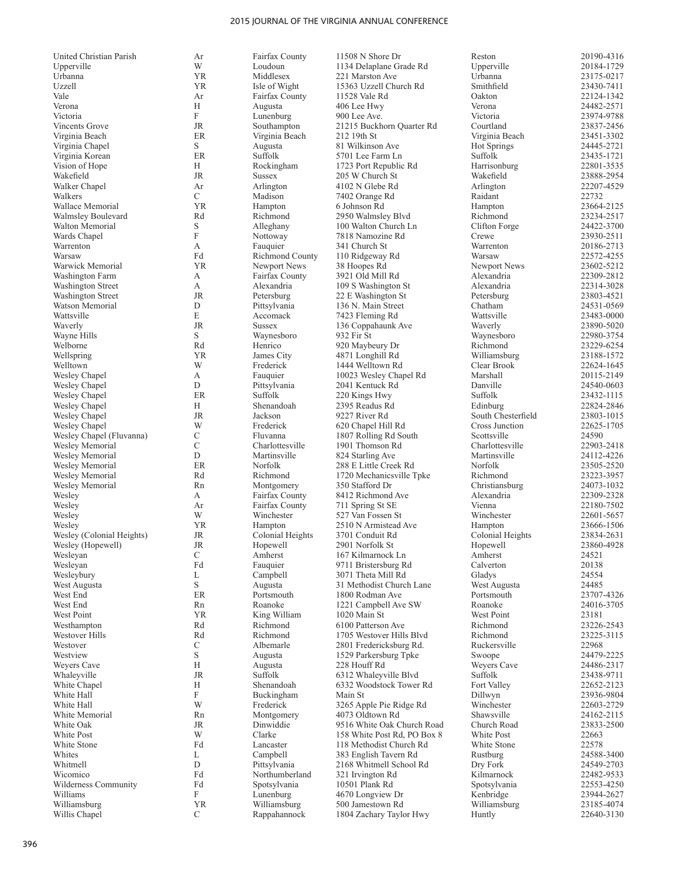| | | | | | |
|---|---|---|---|---|---|
| United Christian Parish | Ar | Fairfax County | 11508 N Shore Dr | Reston | 20190-4316 |
| Upperville | W | Loudoun | 1134 Delaplane Grade Rd | Upperville | 20184-1729 |
| Urbanna | YR | Middlesex | 221 Marston Ave | Urbanna | 23175-0217 |
| Uzzell | YR | Isle of Wight | 15363 Uzzell Church Rd | Smithfield | 23430-7411 |
| Vale | Ar | Fairfax County | 11528 Vale Rd | Oakton | 22124-1342 |
| Verona | H | Augusta | 406 Lee Hwy | Verona | 24482-2571 |
| Victoria | F | Lunenburg | 900 Lee Ave. | Victoria | 23974-9788 |
| Vincents Grove | JR | Southampton | 21215 Buckhorn Quarter Rd | Courtland | 23837-2456 |
| Virginia Beach | ER | Virginia Beach | 212 19th St | Virginia Beach | 23451-3302 |
| Virginia Chapel | S | Augusta | 81 Wilkinson Ave | Hot Springs | 24445-2721 |
| Virginia Korean | ER | Suffolk | 5701 Lee Farm Ln | Suffolk | 23435-1721 |
| Vision of Hope | H | Rockingham | 1723 Port Republic Rd | Harrisonburg | 22801-3535 |
| Wakefield | JR | Sussex | 205 W Church St | Wakefield | 23888-2954 |
| Walker Chapel | Ar | Arlington | 4102 N Glebe Rd | Arlington | 22207-4529 |
| Walkers | C | Madison | 7402 Orange Rd | Raidant | 22732 |
| Wallace Memorial | YR | Hampton | 6 Johnson Rd | Hampton | 23664-2125 |
| Walmsley Boulevard | Rd | Richmond | 2950 Walmsley Blvd | Richmond | 23234-2517 |
| Walton Memorial | S | Alleghany | 100 Walton Church Ln | Clifton Forge | 24422-3700 |
| Wards Chapel | F | Nottoway | 7818 Namozine Rd | Crewe | 23930-2511 |
| Warrenton | A | Fauquier | 341 Church St | Warrenton | 20186-2713 |
| Warsaw | Fd | Richmond County | 110 Ridgeway Rd | Warsaw | 22572-4255 |
| Warwick Memorial | YR | Newport News | 38 Hoopes Rd | Newport News | 23602-5212 |
| Washington Farm | A | Fairfax County | 3921 Old Mill Rd | Alexandria | 22309-2812 |
| Washington Street | A | Alexandria | 109 S Washington St | Alexandria | 22314-3028 |
| Washington Street | JR | Petersburg | 22 E Washington St | Petersburg | 23803-4521 |
| Watson Memorial | D | Pittsylvania | 136 N. Main Street | Chatham | 24531-0569 |
| Wattsville | E | Accomack | 7423 Fleming Rd | Wattsville | 23483-0000 |
| Waverly | JR | Sussex | 136 Coppahaunk Ave | Waverly | 23890-5020 |
| Wayne Hills | S | Waynesboro | 932 Fir St | Waynesboro | 22980-3754 |
| Welborne | Rd | Henrico | 920 Maybeury Dr | Richmond | 23229-6254 |
| Wellspring | YR | James City | 4871 Longhill Rd | Williamsburg | 23188-1572 |
| Welltown | W | Frederick | 1444 Welltown Rd | Clear Brook | 22624-1645 |
| Wesley Chapel | A | Fauquier | 10023 Wesley Chapel Rd | Marshall | 20115-2149 |
| Wesley Chapel | D | Pittsylvania | 2041 Kentuck Rd | Danville | 24540-0603 |
| Wesley Chapel | ER | Suffolk | 220 Kings Hwy | Suffolk | 23432-1115 |
| Wesley Chapel | H | Shenandoah | 2395 Readus Rd | Edinburg | 22824-2846 |
| Wesley Chapel | JR | Jackson | 9227 River Rd | South Chesterfield | 23803-1015 |
| Wesley Chapel | W | Frederick | 620 Chapel Hill Rd | Cross Junction | 22625-1705 |
| Wesley Chapel (Fluvanna) | C | Fluvanna | 1807 Rolling Rd South | Scottsville | 24590 |
| Wesley Memorial | C | Charlottesville | 1901 Thomson Rd | Charlottesville | 22903-2418 |
| Wesley Memorial | D | Martinsville | 824 Starling Ave | Martinsville | 24112-4226 |
| Wesley Memorial | ER | Norfolk | 288 E Little Creek Rd | Norfolk | 23505-2520 |
| Wesley Memorial | Rd | Richmond | 1720 Mechanicsville Tpke | Richmond | 23223-3957 |
| Wesley Memorial | Rn | Montgomery | 350 Stafford Dr | Christiansburg | 24073-1032 |
| Wesley | A | Fairfax County | 8412 Richmond Ave | Alexandria | 22309-2328 |
| Wesley | Ar | Fairfax County | 711 Spring St SE | Vienna | 22180-7502 |
| Wesley | W | Winchester | 527 Van Fossen St | Winchester | 22601-5657 |
| Wesley | YR | Hampton | 2510 N Armistead Ave | Hampton | 23666-1506 |
| Wesley (Colonial Heights) | JR | Colonial Heights | 3701 Conduit Rd | Colonial Heights | 23834-2631 |
| Wesley (Hopewell) | JR | Hopewell | 2901 Norfolk St | Hopewell | 23860-4928 |
| Wesleyan | C | Amherst | 167 Kilmarnock Ln | Amherst | 24521 |
| Wesleyan | Fd | Fauquier | 9711 Bristersburg Rd | Calverton | 20138 |
| Wesleybury | L | Campbell | 3071 Theta Mill Rd | Gladys | 24554 |
| West Augusta | S | Augusta | 31 Methodist Church Lane | West Augusta | 24485 |
| West End | ER | Portsmouth | 1800 Rodman Ave | Portsmouth | 23707-4326 |
| West End | Rn | Roanoke | 1221 Campbell Ave SW | Roanoke | 24016-3705 |
| West Point | YR | King William | 1020 Main St | West Point | 23181 |
| Westhampton | Rd | Richmond | 6100 Patterson Ave | Richmond | 23226-2543 |
| Westover Hills | Rd | Richmond | 1705 Westover Hills Blvd | Richmond | 23225-3115 |
| Westover | C | Albemarle | 2801 Fredericksburg Rd. | Ruckersville | 22968 |
| Westview | S | Augusta | 1529 Parkersburg Tpke | Swoope | 24479-2225 |
| Weyers Cave | H | Augusta | 228 Houff Rd | Weyers Cave | 24486-2317 |
| Whaleyville | JR | Suffolk | 6312 Whaleyville Blvd | Suffolk | 23438-9711 |
| White Chapel | H | Shenandoah | 6332 Woodstock Tower Rd | Fort Valley | 22652-2123 |
| White Hall | F | Buckingham | Main St | Dillwyn | 23936-9804 |
| White Hall | W | Frederick | 3265 Apple Pie Ridge Rd | Winchester | 22603-2729 |
| White Memorial | Rn | Montgomery | 4073 Oldtown Rd | Shawsville | 24162-2115 |
| White Oak | JR | Dinwiddie | 9516 White Oak Church Road | Church Road | 23833-2500 |
| White Post | W | Clarke | 158 White Post Rd, PO Box 8 | White Post | 22663 |
| White Stone | Fd | Lancaster | 118 Methodist Church Rd | White Stone | 22578 |
| Whites | L | Campbell | 383 English Tavern Rd | Rustburg | 24588-3400 |
| Whitmell | D | Pittsylvania | 2168 Whitmell School Rd | Dry Fork | 24549-2703 |
| Wicomico | Fd | Northumberland | 321 Irvington Rd | Kilmarnock | 22482-9533 |
| Wilderness Community | Fd | Spotsylvania | 10501 Plank Rd | Spotsylvania | 22553-4250 |
| Williams | F | Lunenburg | 4670 Longview Dr | Kenbridge | 23944-2627 |
| Williamsburg | YR | Williamsburg | 500 Jamestown Rd | Williamsburg | 23185-4074 |
| Willis Chapel | C | Rappahannock | 1804 Zachary Taylor Hwy | Huntly | 22640-3130 |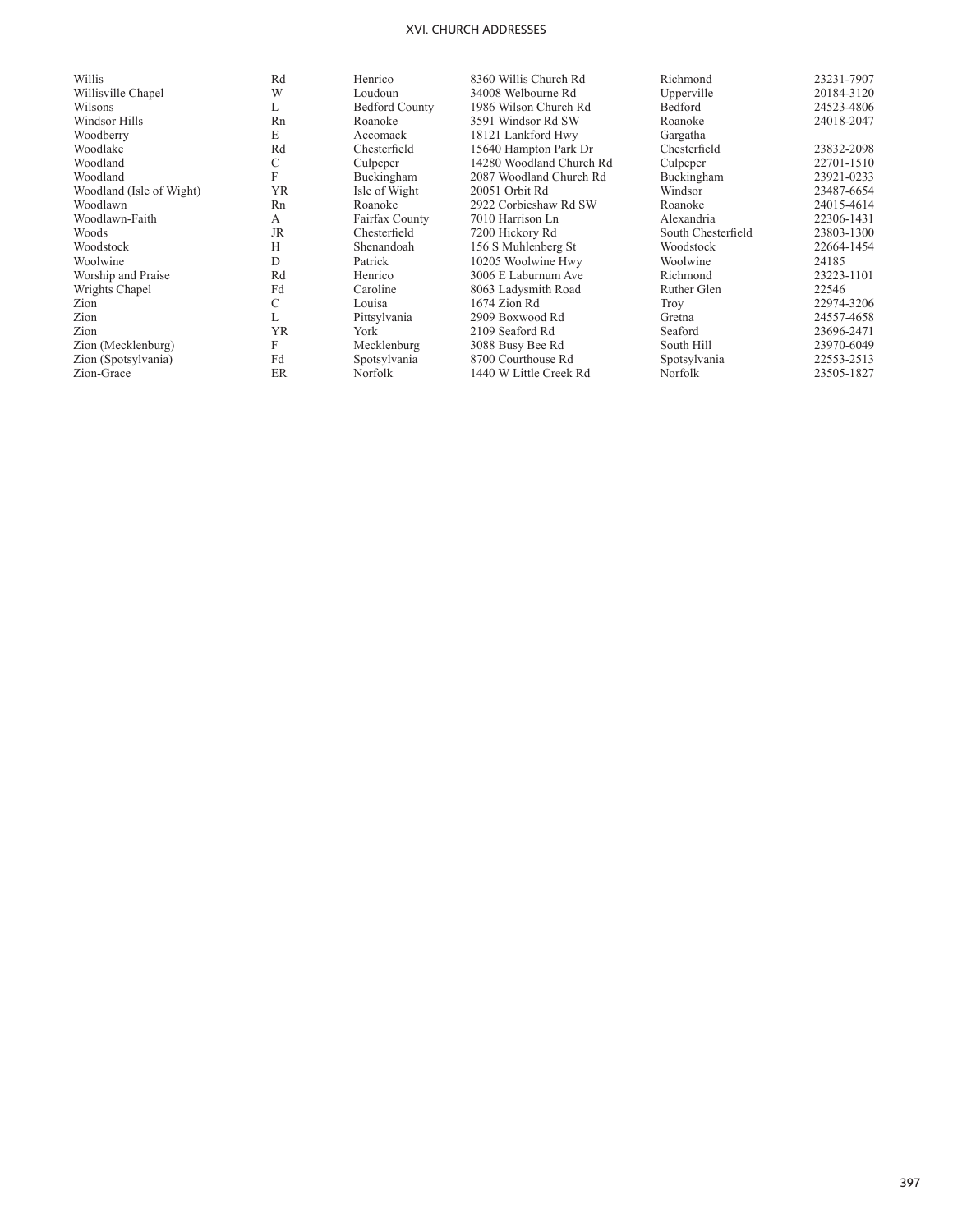| | | | | | |
|---|---|---|---|---|---|
| Willis | Rd | Henrico | 8360 Willis Church Rd | Richmond | 23231-7907 |
| Willisville Chapel | W | Loudoun | 34008 Welbourne Rd | Upperville | 20184-3120 |
| Wilsons | L | Bedford County | 1986 Wilson Church Rd | Bedford | 24523-4806 |
| Windsor Hills | Rn | Roanoke | 3591 Windsor Rd SW | Roanoke | 24018-2047 |
| Woodberry | E | Accomack | 18121 Lankford Hwy | Gargatha | |
| Woodlake | Rd | Chesterfield | 15640 Hampton Park Dr | Chesterfield | 23832-2098 |
| Woodland | C | Culpeper | 14280 Woodland Church Rd | Culpeper | 22701-1510 |
| Woodland | F | Buckingham | 2087 Woodland Church Rd | Buckingham | 23921-0233 |
| Woodland (Isle of Wight) | YR | Isle of Wight | 20051 Orbit Rd | Windsor | 23487-6654 |
| Woodlawn | Rn | Roanoke | 2922 Corbieshaw Rd SW | Roanoke | 24015-4614 |
| Woodlawn-Faith | A | Fairfax County | 7010 Harrison Ln | Alexandria | 22306-1431 |
| Woods | JR | Chesterfield | 7200 Hickory Rd | South Chesterfield | 23803-1300 |
| Woodstock | H | Shenandoah | 156 S Muhlenberg St | Woodstock | 22664-1454 |
| Woolwine | D | Patrick | 10205 Woolwine Hwy | Woolwine | 24185 |
| Worship and Praise | Rd | Henrico | 3006 E Laburnum Ave | Richmond | 23223-1101 |
| Wrights Chapel | Fd | Caroline | 8063 Ladysmith Road | Ruther Glen | 22546 |
| Zion | C | Louisa | 1674 Zion Rd | Troy | 22974-3206 |
| Zion | L | Pittsylvania | 2909 Boxwood Rd | Gretna | 24557-4658 |
| Zion | YR | York | 2109 Seaford Rd | Seaford | 23696-2471 |
| Zion (Mecklenburg) | F | Mecklenburg | 3088 Busy Bee Rd | South Hill | 23970-6049 |
| Zion (Spotsylvania) | Fd | Spotsylvania | 8700 Courthouse Rd | Spotsylvania | 22553-2513 |
| Zion-Grace | ER | Norfolk | 1440 W Little Creek Rd | Norfolk | 23505-1827 |